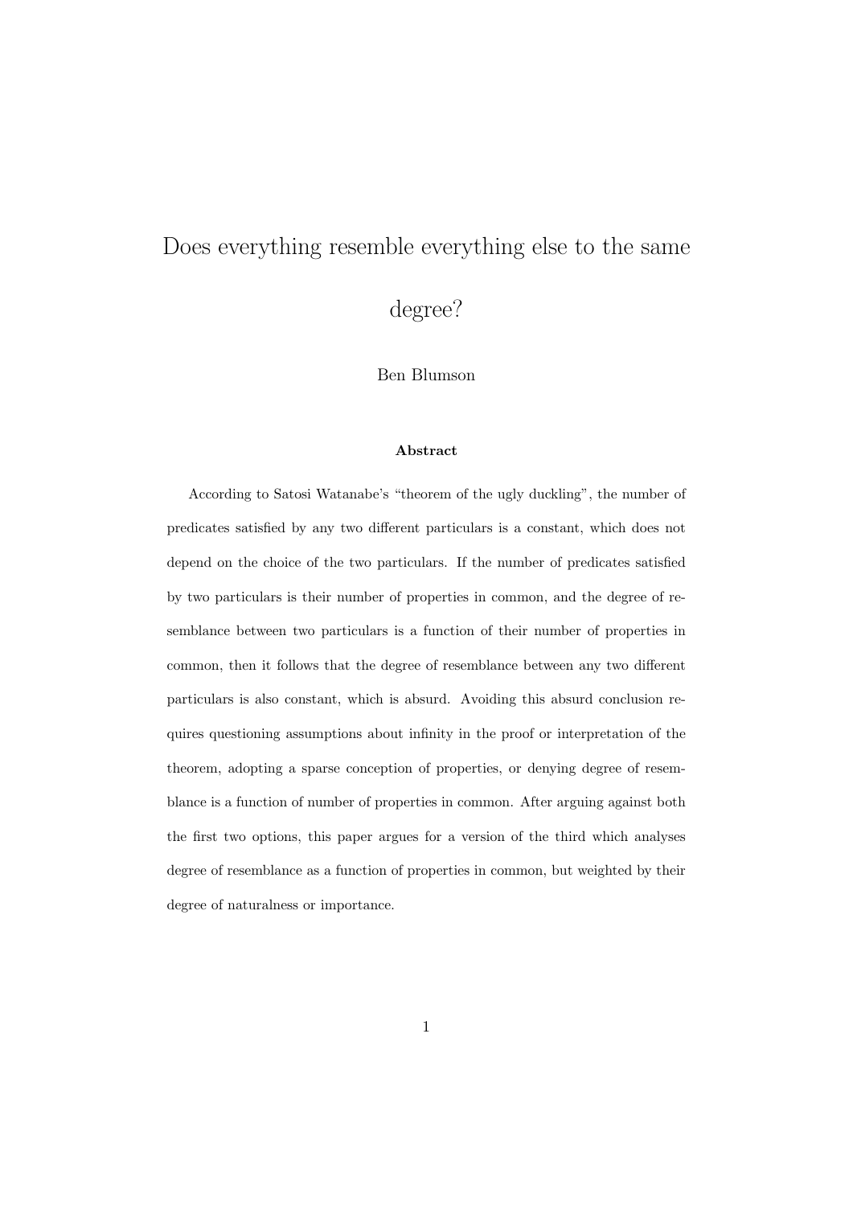# Does everything resemble everything else to the same degree?

Ben Blumson

**Abstract**

According to Satosi Watanabe's "theorem of the ugly duckling", the number of predicates satisfied by any two different particulars is a constant, which does not depend on the choice of the two particulars. If the number of predicates satisfied by two particulars is their number of properties in common, and the degree of resemblance between two particulars is a function of their number of properties in common, then it follows that the degree of resemblance between any two different particulars is also constant, which is absurd. Avoiding this absurd conclusion requires questioning assumptions about infinity in the proof or interpretation of the theorem, adopting a sparse conception of properties, or denying degree of resemblance is a function of number of properties in common. After arguing against both the first two options, this paper argues for a version of the third which analyses degree of resemblance as a function of properties in common, but weighted by their degree of naturalness or importance.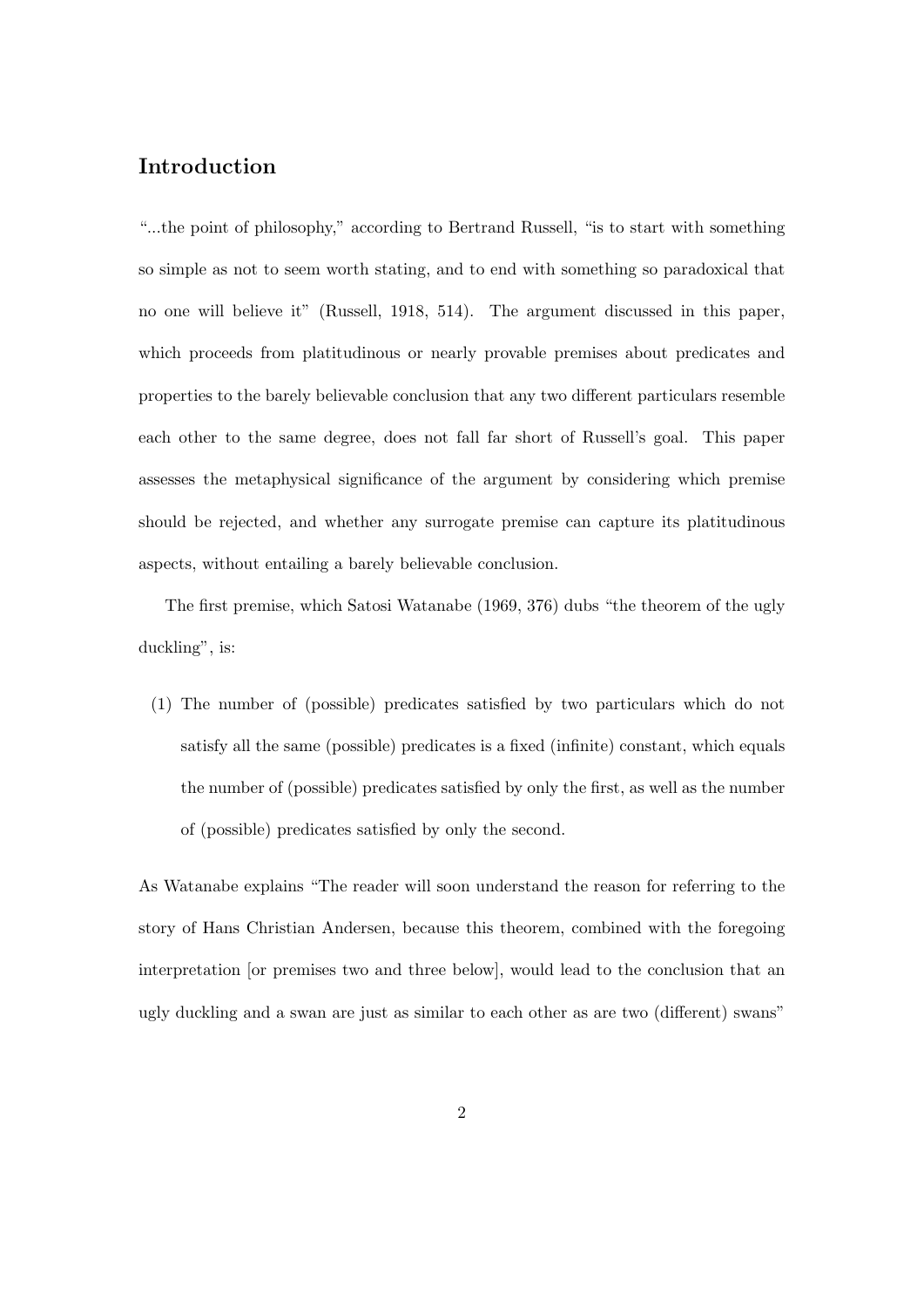## Introduction

"...the point of philosophy," according to Bertrand Russell, "is to start with something so simple as not to seem worth stating, and to end with something so paradoxical that no one will believe it" (Russell, 1918, 514). The argument discussed in this paper, which proceeds from platitudinous or nearly provable premises about predicates and properties to the barely believable conclusion that any two different particulars resemble each other to the same degree, does not fall far short of Russell's goal. This paper assesses the metaphysical significance of the argument by considering which premise should be rejected, and whether any surrogate premise can capture its platitudinous aspects, without entailing a barely believable conclusion.

The first premise, which Satosi Watanabe (1969, 376) dubs "the theorem of the ugly duckling", is:

(1) The number of (possible) predicates satisfied by two particulars which do not satisfy all the same (possible) predicates is a fixed (infinite) constant, which equals the number of (possible) predicates satisfied by only the first, as well as the number of (possible) predicates satisfied by only the second.

As Watanabe explains "The reader will soon understand the reason for referring to the story of Hans Christian Andersen, because this theorem, combined with the foregoing interpretation [or premises two and three below], would lead to the conclusion that an ugly duckling and a swan are just as similar to each other as are two (different) swans"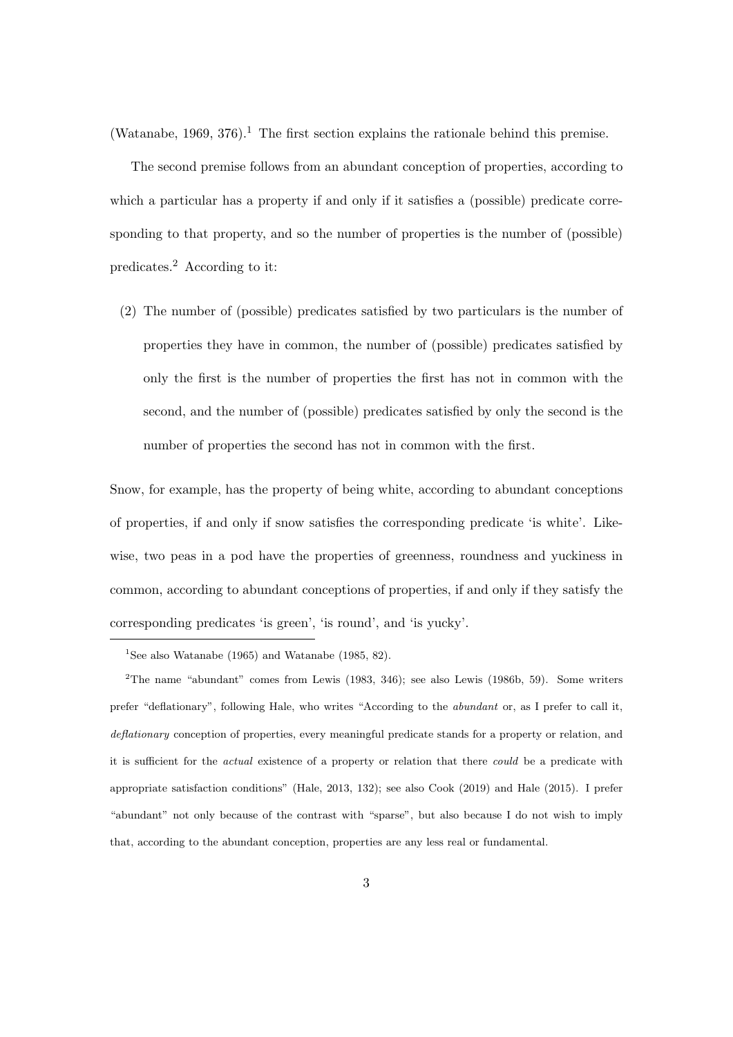(Watanabe, 1969, 376).[1] The first section explains the rationale behind this premise.

The second premise follows from an abundant conception of properties, according to which a particular has a property if and only if it satisfies a (possible) predicate corresponding to that property, and so the number of properties is the number of (possible) predicates.[2] According to it:

(2) The number of (possible) predicates satisfied by two particulars is the number of properties they have in common, the number of (possible) predicates satisfied by only the first is the number of properties the first has not in common with the second, and the number of (possible) predicates satisfied by only the second is the number of properties the second has not in common with the first.

Snow, for example, has the property of being white, according to abundant conceptions of properties, if and only if snow satisfies the corresponding predicate 'is white'. Likewise, two peas in a pod have the properties of greenness, roundness and yuckiness in common, according to abundant conceptions of properties, if and only if they satisfy the corresponding predicates 'is green', 'is round', and 'is yucky'.

---

[1] See also Watanabe (1965) and Watanabe (1985, 82).

[2] The name "abundant" comes from Lewis (1983, 346); see also Lewis (1986b, 59). Some writers prefer "deflationary", following Hale, who writes "According to the *abundant* or, as I prefer to call it, *deflationary* conception of properties, every meaningful predicate stands for a property or relation, and it is sufficient for the *actual* existence of a property or relation that there *could* be a predicate with appropriate satisfaction conditions" (Hale, 2013, 132); see also Cook (2019) and Hale (2015). I prefer "abundant" not only because of the contrast with "sparse", but also because I do not wish to imply that, according to the abundant conception, properties are any less real or fundamental.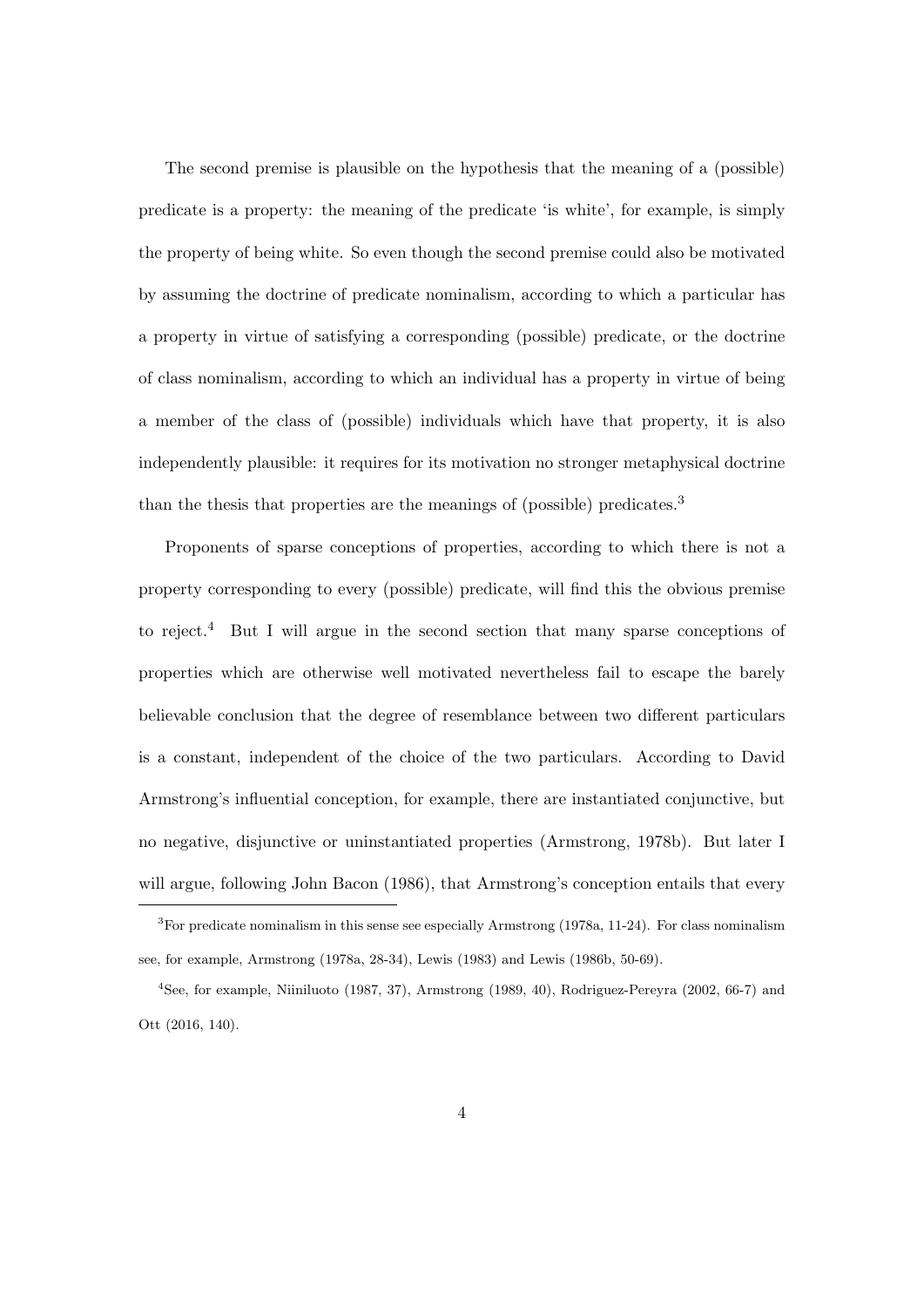The second premise is plausible on the hypothesis that the meaning of a (possible) predicate is a property: the meaning of the predicate 'is white', for example, is simply the property of being white. So even though the second premise could also be motivated by assuming the doctrine of predicate nominalism, according to which a particular has a property in virtue of satisfying a corresponding (possible) predicate, or the doctrine of class nominalism, according to which an individual has a property in virtue of being a member of the class of (possible) individuals which have that property, it is also independently plausible: it requires for its motivation no stronger metaphysical doctrine than the thesis that properties are the meanings of (possible) predicates.[3]

Proponents of sparse conceptions of properties, according to which there is not a property corresponding to every (possible) predicate, will find this the obvious premise to reject.[4] But I will argue in the second section that many sparse conceptions of properties which are otherwise well motivated nevertheless fail to escape the barely believable conclusion that the degree of resemblance between two different particulars is a constant, independent of the choice of the two particulars. According to David Armstrong's influential conception, for example, there are instantiated conjunctive, but no negative, disjunctive or uninstantiated properties (Armstrong, 1978b). But later I will argue, following John Bacon (1986), that Armstrong's conception entails that every

---

[3] For predicate nominalism in this sense see especially Armstrong (1978a, 11-24). For class nominalism see, for example, Armstrong (1978a, 28-34), Lewis (1983) and Lewis (1986b, 50-69).

[4] See, for example, Niiniluoto (1987, 37), Armstrong (1989, 40), Rodriguez-Pereyra (2002, 66-7) and Ott (2016, 140).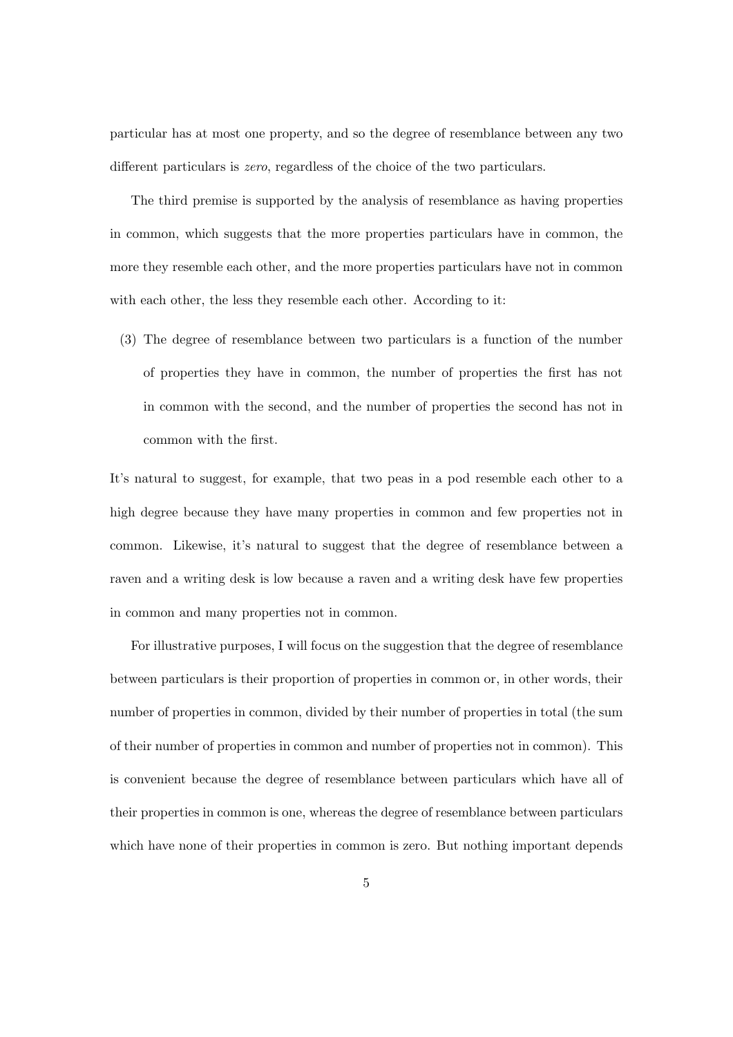particular has at most one property, and so the degree of resemblance between any two different particulars is *zero*, regardless of the choice of the two particulars.

The third premise is supported by the analysis of resemblance as having properties in common, which suggests that the more properties particulars have in common, the more they resemble each other, and the more properties particulars have not in common with each other, the less they resemble each other. According to it:

(3) The degree of resemblance between two particulars is a function of the number of properties they have in common, the number of properties the first has not in common with the second, and the number of properties the second has not in common with the first.

It's natural to suggest, for example, that two peas in a pod resemble each other to a high degree because they have many properties in common and few properties not in common. Likewise, it's natural to suggest that the degree of resemblance between a raven and a writing desk is low because a raven and a writing desk have few properties in common and many properties not in common.

For illustrative purposes, I will focus on the suggestion that the degree of resemblance between particulars is their proportion of properties in common or, in other words, their number of properties in common, divided by their number of properties in total (the sum of their number of properties in common and number of properties not in common). This is convenient because the degree of resemblance between particulars which have all of their properties in common is one, whereas the degree of resemblance between particulars which have none of their properties in common is zero. But nothing important depends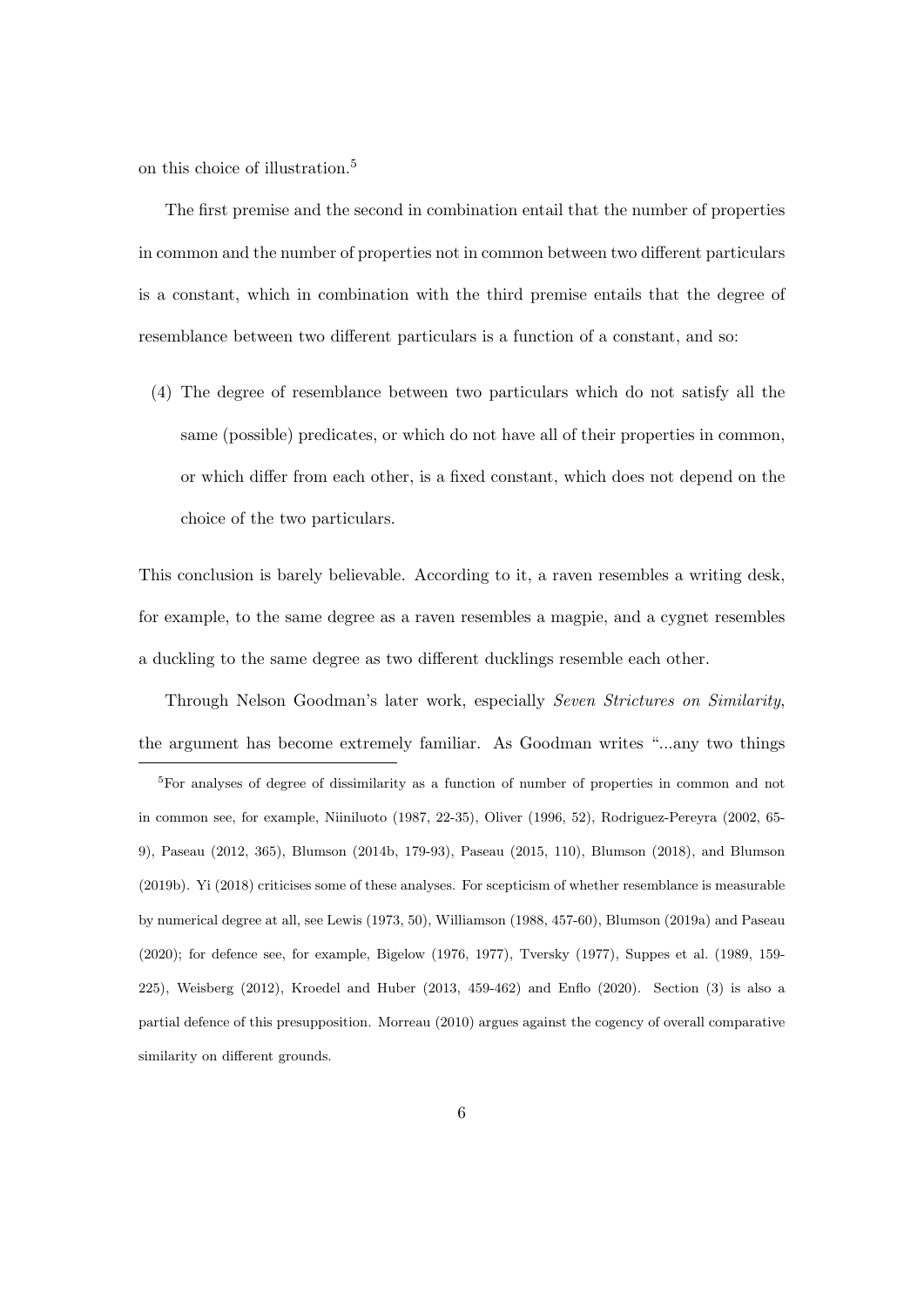on this choice of illustration.[5]

The first premise and the second in combination entail that the number of properties in common and the number of properties not in common between two different particulars is a constant, which in combination with the third premise entails that the degree of resemblance between two different particulars is a function of a constant, and so:

(4) The degree of resemblance between two particulars which do not satisfy all the same (possible) predicates, or which do not have all of their properties in common, or which differ from each other, is a fixed constant, which does not depend on the choice of the two particulars.

This conclusion is barely believable. According to it, a raven resembles a writing desk, for example, to the same degree as a raven resembles a magpie, and a cygnet resembles a duckling to the same degree as two different ducklings resemble each other.

Through Nelson Goodman's later work, especially *Seven Strictures on Similarity*, the argument has become extremely familiar. As Goodman writes "...any two things

[5]For analyses of degree of dissimilarity as a function of number of properties in common and not in common see, for example, Niiniluoto (1987, 22-35), Oliver (1996, 52), Rodriguez-Pereyra (2002, 65-9), Paseau (2012, 365), Blumson (2014b, 179-93), Paseau (2015, 110), Blumson (2018), and Blumson (2019b). Yi (2018) criticises some of these analyses. For scepticism of whether resemblance is measurable by numerical degree at all, see Lewis (1973, 50), Williamson (1988, 457-60), Blumson (2019a) and Paseau (2020); for defence see, for example, Bigelow (1976, 1977), Tversky (1977), Suppes et al. (1989, 159-225), Weisberg (2012), Kroedel and Huber (2013, 459-462) and Enflo (2020). Section (3) is also a partial defence of this presupposition. Morreau (2010) argues against the cogency of overall comparative similarity on different grounds.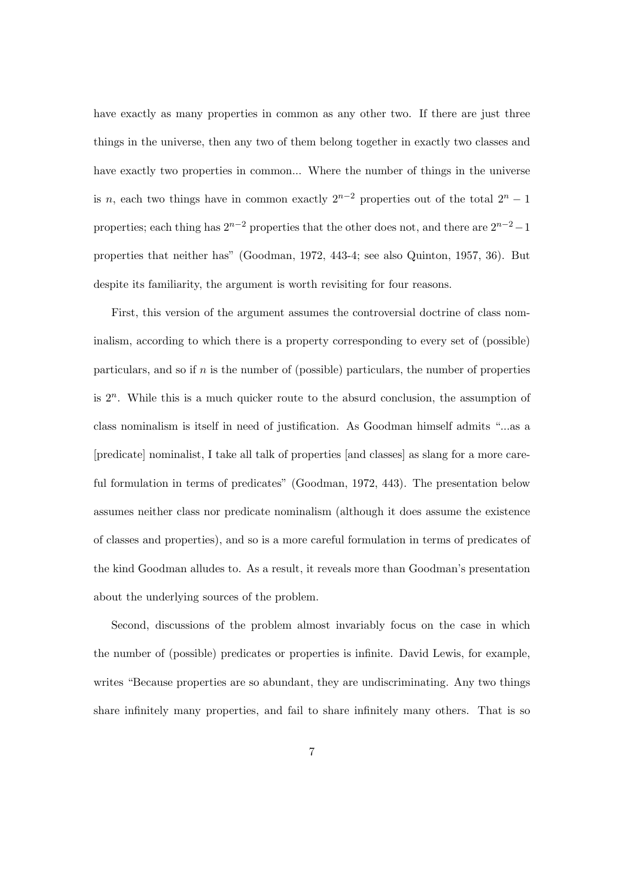have exactly as many properties in common as any other two. If there are just three things in the universe, then any two of them belong together in exactly two classes and have exactly two properties in common... Where the number of things in the universe is $n$, each two things have in common exactly $2^{n-2}$ properties out of the total $2^n - 1$ properties; each thing has $2^{n-2}$ properties that the other does not, and there are $2^{n-2} - 1$ properties that neither has" (Goodman, 1972, 443-4; see also Quinton, 1957, 36). But despite its familiarity, the argument is worth revisiting for four reasons.

First, this version of the argument assumes the controversial doctrine of class nominalism, according to which there is a property corresponding to every set of (possible) particulars, and so if $n$ is the number of (possible) particulars, the number of properties is $2^n$. While this is a much quicker route to the absurd conclusion, the assumption of class nominalism is itself in need of justification. As Goodman himself admits "...as a [predicate] nominalist, I take all talk of properties [and classes] as slang for a more careful formulation in terms of predicates" (Goodman, 1972, 443). The presentation below assumes neither class nor predicate nominalism (although it does assume the existence of classes and properties), and so is a more careful formulation in terms of predicates of the kind Goodman alludes to. As a result, it reveals more than Goodman's presentation about the underlying sources of the problem.

Second, discussions of the problem almost invariably focus on the case in which the number of (possible) predicates or properties is infinite. David Lewis, for example, writes "Because properties are so abundant, they are undiscriminating. Any two things share infinitely many properties, and fail to share infinitely many others. That is so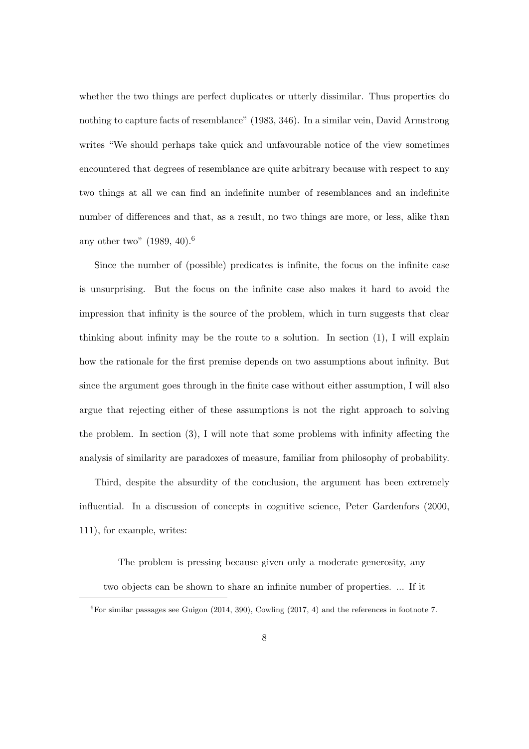whether the two things are perfect duplicates or utterly dissimilar. Thus properties do nothing to capture facts of resemblance" (1983, 346). In a similar vein, David Armstrong writes "We should perhaps take quick and unfavourable notice of the view sometimes encountered that degrees of resemblance are quite arbitrary because with respect to any two things at all we can find an indefinite number of resemblances and an indefinite number of differences and that, as a result, no two things are more, or less, alike than any other two" (1989, 40).[6]

Since the number of (possible) predicates is infinite, the focus on the infinite case is unsurprising. But the focus on the infinite case also makes it hard to avoid the impression that infinity is the source of the problem, which in turn suggests that clear thinking about infinity may be the route to a solution. In section (1), I will explain how the rationale for the first premise depends on two assumptions about infinity. But since the argument goes through in the finite case without either assumption, I will also argue that rejecting either of these assumptions is not the right approach to solving the problem. In section (3), I will note that some problems with infinity affecting the analysis of similarity are paradoxes of measure, familiar from philosophy of probability.

Third, despite the absurdity of the conclusion, the argument has been extremely influential. In a discussion of concepts in cognitive science, Peter Gardenfors (2000, 111), for example, writes:

> The problem is pressing because given only a moderate generosity, any two objects can be shown to share an infinite number of properties. ... If it

[6] For similar passages see Guigon (2014, 390), Cowling (2017, 4) and the references in footnote 7.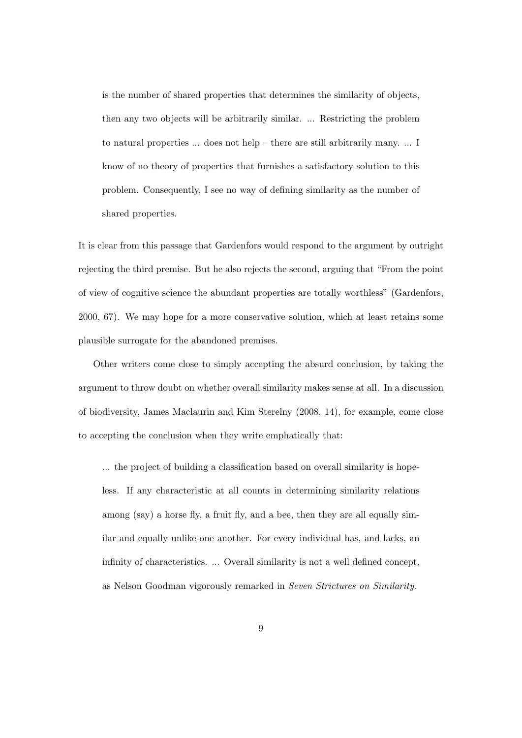> is the number of shared properties that determines the similarity of objects, then any two objects will be arbitrarily similar. ... Restricting the problem to natural properties ... does not help – there are still arbitrarily many. ... I know of no theory of properties that furnishes a satisfactory solution to this problem. Consequently, I see no way of defining similarity as the number of shared properties.

It is clear from this passage that Gardenfors would respond to the argument by outright rejecting the third premise. But he also rejects the second, arguing that "From the point of view of cognitive science the abundant properties are totally worthless" (Gardenfors, 2000, 67). We may hope for a more conservative solution, which at least retains some plausible surrogate for the abandoned premises.

Other writers come close to simply accepting the absurd conclusion, by taking the argument to throw doubt on whether overall similarity makes sense at all. In a discussion of biodiversity, James Maclaurin and Kim Sterelny (2008, 14), for example, come close to accepting the conclusion when they write emphatically that:

> ... the project of building a classification based on overall similarity is hopeless. If any characteristic at all counts in determining similarity relations among (say) a horse fly, a fruit fly, and a bee, then they are all equally similar and equally unlike one another. For every individual has, and lacks, an infinity of characteristics. ... Overall similarity is not a well defined concept, as Nelson Goodman vigorously remarked in *Seven Strictures on Similarity*.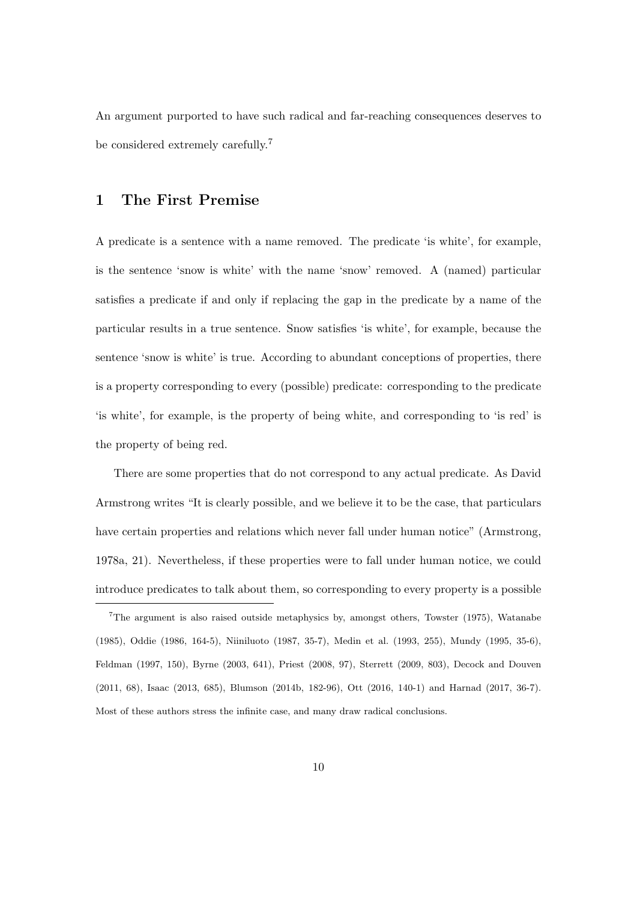An argument purported to have such radical and far-reaching consequences deserves to be considered extremely carefully.[7]

## 1 The First Premise

A predicate is a sentence with a name removed. The predicate 'is white', for example, is the sentence 'snow is white' with the name 'snow' removed. A (named) particular satisfies a predicate if and only if replacing the gap in the predicate by a name of the particular results in a true sentence. Snow satisfies 'is white', for example, because the sentence 'snow is white' is true. According to abundant conceptions of properties, there is a property corresponding to every (possible) predicate: corresponding to the predicate 'is white', for example, is the property of being white, and corresponding to 'is red' is the property of being red.

There are some properties that do not correspond to any actual predicate. As David Armstrong writes "It is clearly possible, and we believe it to be the case, that particulars have certain properties and relations which never fall under human notice" (Armstrong, 1978a, 21). Nevertheless, if these properties were to fall under human notice, we could introduce predicates to talk about them, so corresponding to every property is a possible

[7] The argument is also raised outside metaphysics by, amongst others, Towster (1975), Watanabe (1985), Oddie (1986, 164-5), Niiniluoto (1987, 35-7), Medin et al. (1993, 255), Mundy (1995, 35-6), Feldman (1997, 150), Byrne (2003, 641), Priest (2008, 97), Sterrett (2009, 803), Decock and Douven (2011, 68), Isaac (2013, 685), Blumson (2014b, 182-96), Ott (2016, 140-1) and Harnad (2017, 36-7). Most of these authors stress the infinite case, and many draw radical conclusions.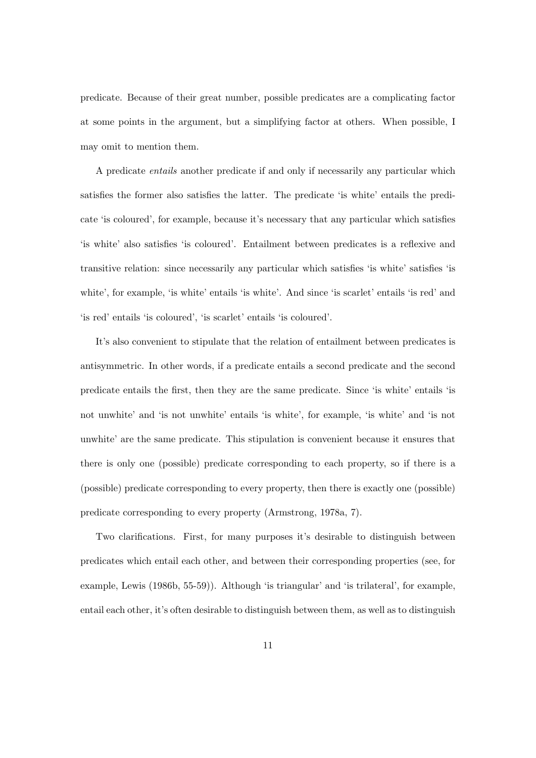predicate. Because of their great number, possible predicates are a complicating factor at some points in the argument, but a simplifying factor at others. When possible, I may omit to mention them.

A predicate *entails* another predicate if and only if necessarily any particular which satisfies the former also satisfies the latter. The predicate 'is white' entails the predicate 'is coloured', for example, because it's necessary that any particular which satisfies 'is white' also satisfies 'is coloured'. Entailment between predicates is a reflexive and transitive relation: since necessarily any particular which satisfies 'is white' satisfies 'is white', for example, 'is white' entails 'is white'. And since 'is scarlet' entails 'is red' and 'is red' entails 'is coloured', 'is scarlet' entails 'is coloured'.

It's also convenient to stipulate that the relation of entailment between predicates is antisymmetric. In other words, if a predicate entails a second predicate and the second predicate entails the first, then they are the same predicate. Since 'is white' entails 'is not unwhite' and 'is not unwhite' entails 'is white', for example, 'is white' and 'is not unwhite' are the same predicate. This stipulation is convenient because it ensures that there is only one (possible) predicate corresponding to each property, so if there is a (possible) predicate corresponding to every property, then there is exactly one (possible) predicate corresponding to every property (Armstrong, 1978a, 7).

Two clarifications. First, for many purposes it's desirable to distinguish between predicates which entail each other, and between their corresponding properties (see, for example, Lewis (1986b, 55-59)). Although 'is triangular' and 'is trilateral', for example, entail each other, it's often desirable to distinguish between them, as well as to distinguish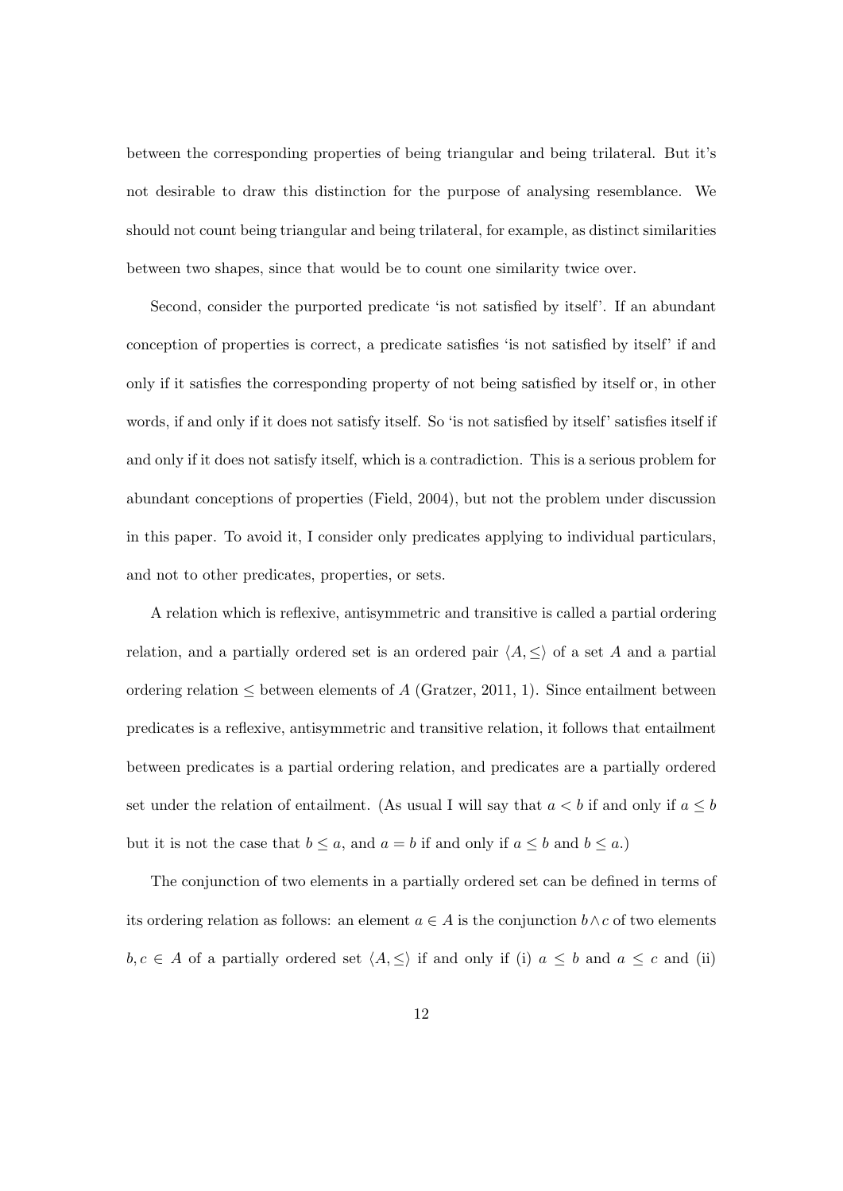between the corresponding properties of being triangular and being trilateral. But it's not desirable to draw this distinction for the purpose of analysing resemblance. We should not count being triangular and being trilateral, for example, as distinct similarities between two shapes, since that would be to count one similarity twice over.

Second, consider the purported predicate 'is not satisfied by itself'. If an abundant conception of properties is correct, a predicate satisfies 'is not satisfied by itself' if and only if it satisfies the corresponding property of not being satisfied by itself or, in other words, if and only if it does not satisfy itself. So 'is not satisfied by itself' satisfies itself if and only if it does not satisfy itself, which is a contradiction. This is a serious problem for abundant conceptions of properties (Field, 2004), but not the problem under discussion in this paper. To avoid it, I consider only predicates applying to individual particulars, and not to other predicates, properties, or sets.

A relation which is reflexive, antisymmetric and transitive is called a partial ordering relation, and a partially ordered set is an ordered pair $\langle A, \leq \rangle$ of a set $A$ and a partial ordering relation $\leq$ between elements of $A$ (Gratzer, 2011, 1). Since entailment between predicates is a reflexive, antisymmetric and transitive relation, it follows that entailment between predicates is a partial ordering relation, and predicates are a partially ordered set under the relation of entailment. (As usual I will say that $a < b$ if and only if $a \leq b$ but it is not the case that $b \leq a$, and $a = b$ if and only if $a \leq b$ and $b \leq a$.)

The conjunction of two elements in a partially ordered set can be defined in terms of its ordering relation as follows: an element $a \in A$ is the conjunction $b \wedge c$ of two elements $b, c \in A$ of a partially ordered set $\langle A, \leq \rangle$ if and only if (i) $a \leq b$ and $a \leq c$ and (ii)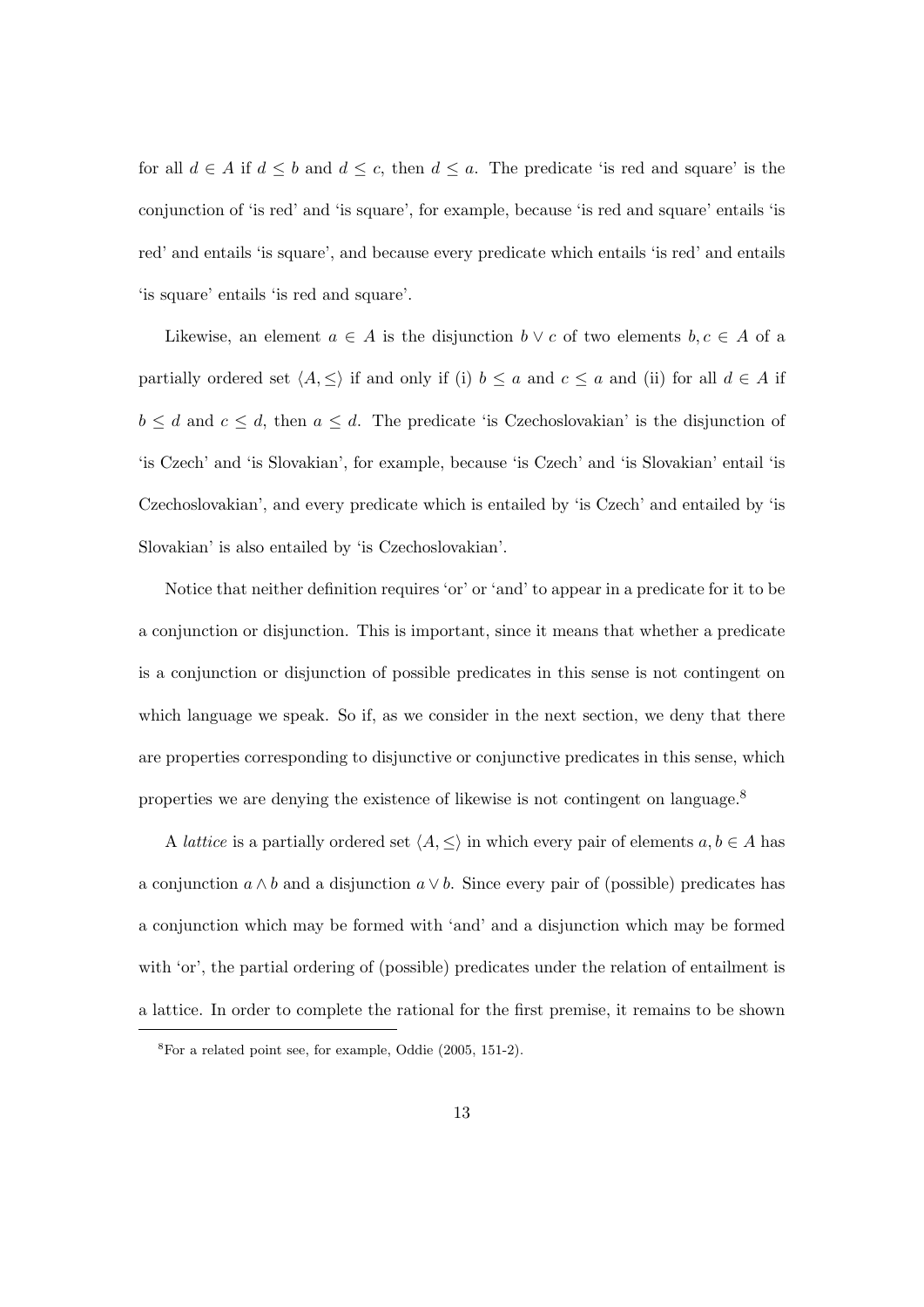for all $d \in A$ if $d \leq b$ and $d \leq c$, then $d \leq a$. The predicate 'is red and square' is the conjunction of 'is red' and 'is square', for example, because 'is red and square' entails 'is red' and entails 'is square', and because every predicate which entails 'is red' and entails 'is square' entails 'is red and square'.

Likewise, an element $a \in A$ is the disjunction $b \vee c$ of two elements $b, c \in A$ of a partially ordered set $\langle A, \leq \rangle$ if and only if (i) $b \leq a$ and $c \leq a$ and (ii) for all $d \in A$ if $b \leq d$ and $c \leq d$, then $a \leq d$. The predicate 'is Czechoslovakian' is the disjunction of 'is Czech' and 'is Slovakian', for example, because 'is Czech' and 'is Slovakian' entail 'is Czechoslovakian', and every predicate which is entailed by 'is Czech' and entailed by 'is Slovakian' is also entailed by 'is Czechoslovakian'.

Notice that neither definition requires 'or' or 'and' to appear in a predicate for it to be a conjunction or disjunction. This is important, since it means that whether a predicate is a conjunction or disjunction of possible predicates in this sense is not contingent on which language we speak. So if, as we consider in the next section, we deny that there are properties corresponding to disjunctive or conjunctive predicates in this sense, which properties we are denying the existence of likewise is not contingent on language.[8]

A *lattice* is a partially ordered set $\langle A, \leq \rangle$ in which every pair of elements $a, b \in A$ has a conjunction $a \wedge b$ and a disjunction $a \vee b$. Since every pair of (possible) predicates has a conjunction which may be formed with 'and' and a disjunction which may be formed with 'or', the partial ordering of (possible) predicates under the relation of entailment is a lattice. In order to complete the rational for the first premise, it remains to be shown

[8]For a related point see, for example, Oddie (2005, 151-2).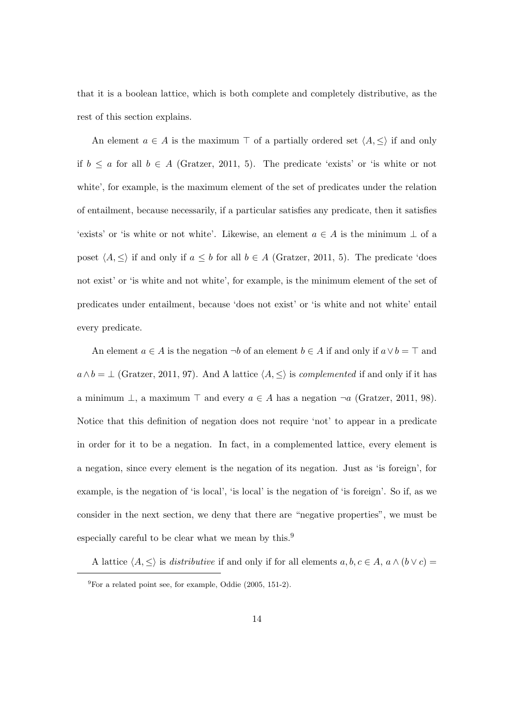that it is a boolean lattice, which is both complete and completely distributive, as the rest of this section explains.

An element $a \in A$ is the maximum $\top$ of a partially ordered set $\langle A, \leq \rangle$ if and only if $b \leq a$ for all $b \in A$ (Gratzer, 2011, 5). The predicate 'exists' or 'is white or not white', for example, is the maximum element of the set of predicates under the relation of entailment, because necessarily, if a particular satisfies any predicate, then it satisfies 'exists' or 'is white or not white'. Likewise, an element $a \in A$ is the minimum $\bot$ of a poset $\langle A, \leq \rangle$ if and only if $a \leq b$ for all $b \in A$ (Gratzer, 2011, 5). The predicate 'does not exist' or 'is white and not white', for example, is the minimum element of the set of predicates under entailment, because 'does not exist' or 'is white and not white' entail every predicate.

An element $a \in A$ is the negation $\neg b$ of an element $b \in A$ if and only if $a \vee b = \top$ and $a \wedge b = \bot$ (Gratzer, 2011, 97). And A lattice $\langle A, \leq \rangle$ is *complemented* if and only if it has a minimum $\bot$, a maximum $\top$ and every $a \in A$ has a negation $\neg a$ (Gratzer, 2011, 98). Notice that this definition of negation does not require 'not' to appear in a predicate in order for it to be a negation. In fact, in a complemented lattice, every element is a negation, since every element is the negation of its negation. Just as 'is foreign', for example, is the negation of 'is local', 'is local' is the negation of 'is foreign'. So if, as we consider in the next section, we deny that there are "negative properties", we must be especially careful to be clear what we mean by this.[9]

A lattice $\langle A, \leq \rangle$ is *distributive* if and only if for all elements $a, b, c \in A$, $a \wedge (b \vee c) =$

[9] For a related point see, for example, Oddie (2005, 151-2).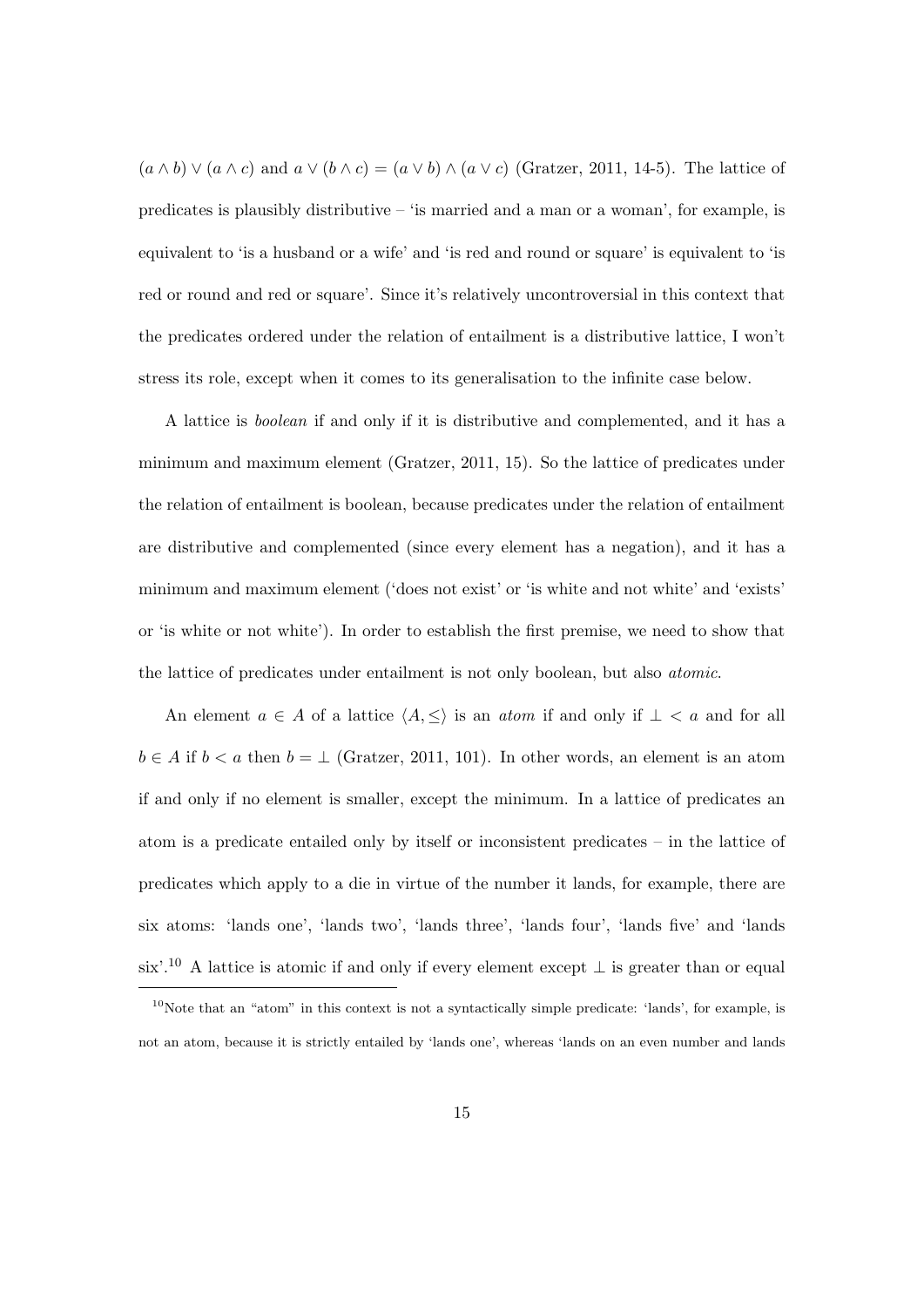$(a \wedge b) \vee (a \wedge c)$ and $a \vee (b \wedge c) = (a \vee b) \wedge (a \vee c)$ (Gratzer, 2011, 14-5). The lattice of predicates is plausibly distributive – 'is married and a man or a woman', for example, is equivalent to 'is a husband or a wife' and 'is red and round or square' is equivalent to 'is red or round and red or square'. Since it's relatively uncontroversial in this context that the predicates ordered under the relation of entailment is a distributive lattice, I won't stress its role, except when it comes to its generalisation to the infinite case below.

A lattice is *boolean* if and only if it is distributive and complemented, and it has a minimum and maximum element (Gratzer, 2011, 15). So the lattice of predicates under the relation of entailment is boolean, because predicates under the relation of entailment are distributive and complemented (since every element has a negation), and it has a minimum and maximum element ('does not exist' or 'is white and not white' and 'exists' or 'is white or not white'). In order to establish the first premise, we need to show that the lattice of predicates under entailment is not only boolean, but also *atomic*.

An element $a \in A$ of a lattice $\langle A, \leq \rangle$ is an *atom* if and only if $\perp < a$ and for all $b \in A$ if $b < a$ then $b = \perp$ (Gratzer, 2011, 101). In other words, an element is an atom if and only if no element is smaller, except the minimum. In a lattice of predicates an atom is a predicate entailed only by itself or inconsistent predicates – in the lattice of predicates which apply to a die in virtue of the number it lands, for example, there are six atoms: 'lands one', 'lands two', 'lands three', 'lands four', 'lands five' and 'lands six'.[10] A lattice is atomic if and only if every element except $\perp$ is greater than or equal

[10] Note that an "atom" in this context is not a syntactically simple predicate: 'lands', for example, is not an atom, because it is strictly entailed by 'lands one', whereas 'lands on an even number and lands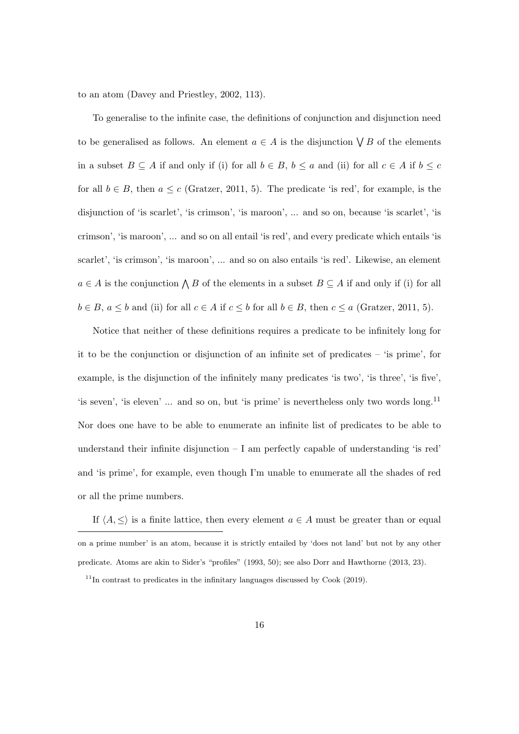to an atom (Davey and Priestley, 2002, 113).

To generalise to the infinite case, the definitions of conjunction and disjunction need to be generalised as follows. An element $a \in A$ is the disjunction $\bigvee B$ of the elements in a subset $B \subseteq A$ if and only if (i) for all $b \in B$, $b \leq a$ and (ii) for all $c \in A$ if $b \leq c$ for all $b \in B$, then $a \leq c$ (Gratzer, 2011, 5). The predicate 'is red', for example, is the disjunction of 'is scarlet', 'is crimson', 'is maroon', ... and so on, because 'is scarlet', 'is crimson', 'is maroon', ... and so on all entail 'is red', and every predicate which entails 'is scarlet', 'is crimson', 'is maroon', ... and so on also entails 'is red'. Likewise, an element $a \in A$ is the conjunction $\bigwedge B$ of the elements in a subset $B \subseteq A$ if and only if (i) for all $b \in B$, $a \leq b$ and (ii) for all $c \in A$ if $c \leq b$ for all $b \in B$, then $c \leq a$ (Gratzer, 2011, 5).

Notice that neither of these definitions requires a predicate to be infinitely long for it to be the conjunction or disjunction of an infinite set of predicates – 'is prime', for example, is the disjunction of the infinitely many predicates 'is two', 'is three', 'is five', 'is seven', 'is eleven' ... and so on, but 'is prime' is nevertheless only two words long.[11] Nor does one have to be able to enumerate an infinite list of predicates to be able to understand their infinite disjunction – I am perfectly capable of understanding 'is red' and 'is prime', for example, even though I'm unable to enumerate all the shades of red or all the prime numbers.

If $\langle A, \leq \rangle$ is a finite lattice, then every element $a \in A$ must be greater than or equal

on a prime number' is an atom, because it is strictly entailed by 'does not land' but not by any other predicate. Atoms are akin to Sider's "profiles" (1993, 50); see also Dorr and Hawthorne (2013, 23).

[11] In contrast to predicates in the infinitary languages discussed by Cook (2019).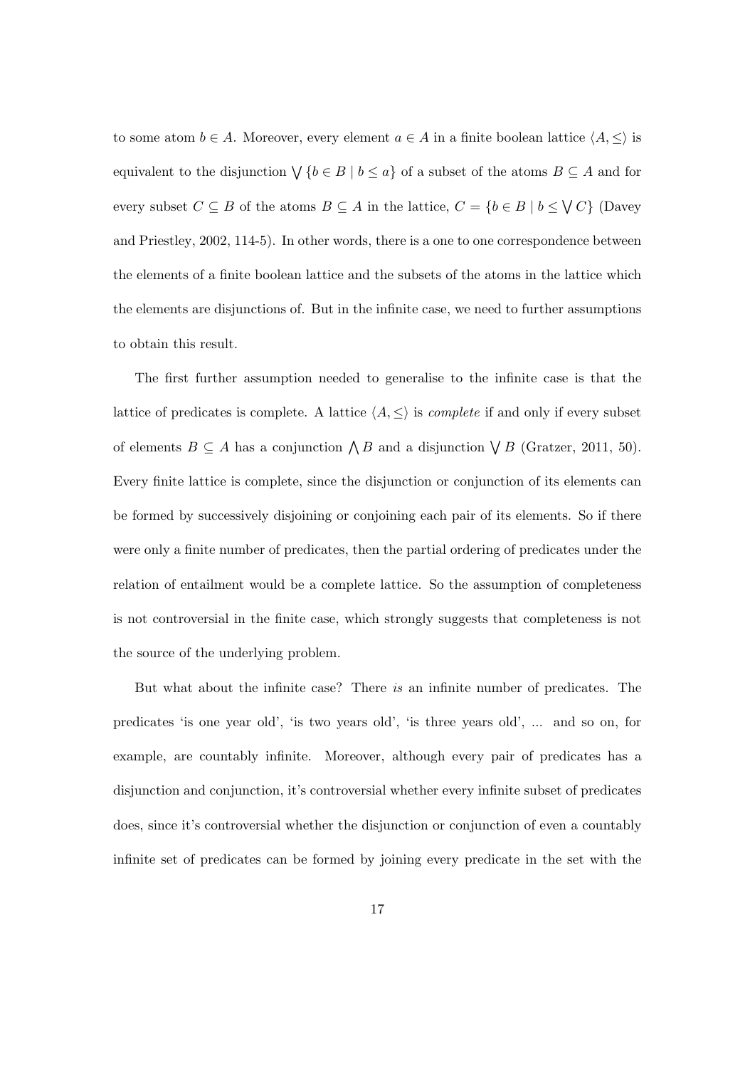to some atom $b \in A$. Moreover, every element $a \in A$ in a finite boolean lattice $\langle A, \leq \rangle$ is equivalent to the disjunction $\bigvee \{b \in B \mid b \leq a\}$ of a subset of the atoms $B \subseteq A$ and for every subset $C \subseteq B$ of the atoms $B \subseteq A$ in the lattice, $C = \{b \in B \mid b \leq \bigvee C\}$ (Davey and Priestley, 2002, 114-5). In other words, there is a one to one correspondence between the elements of a finite boolean lattice and the subsets of the atoms in the lattice which the elements are disjunctions of. But in the infinite case, we need to further assumptions to obtain this result.

The first further assumption needed to generalise to the infinite case is that the lattice of predicates is complete. A lattice $\langle A, \leq \rangle$ is *complete* if and only if every subset of elements $B \subseteq A$ has a conjunction $\bigwedge B$ and a disjunction $\bigvee B$ (Gratzer, 2011, 50). Every finite lattice is complete, since the disjunction or conjunction of its elements can be formed by successively disjoining or conjoining each pair of its elements. So if there were only a finite number of predicates, then the partial ordering of predicates under the relation of entailment would be a complete lattice. So the assumption of completeness is not controversial in the finite case, which strongly suggests that completeness is not the source of the underlying problem.

But what about the infinite case? There *is* an infinite number of predicates. The predicates 'is one year old', 'is two years old', 'is three years old', ... and so on, for example, are countably infinite. Moreover, although every pair of predicates has a disjunction and conjunction, it's controversial whether every infinite subset of predicates does, since it's controversial whether the disjunction or conjunction of even a countably infinite set of predicates can be formed by joining every predicate in the set with the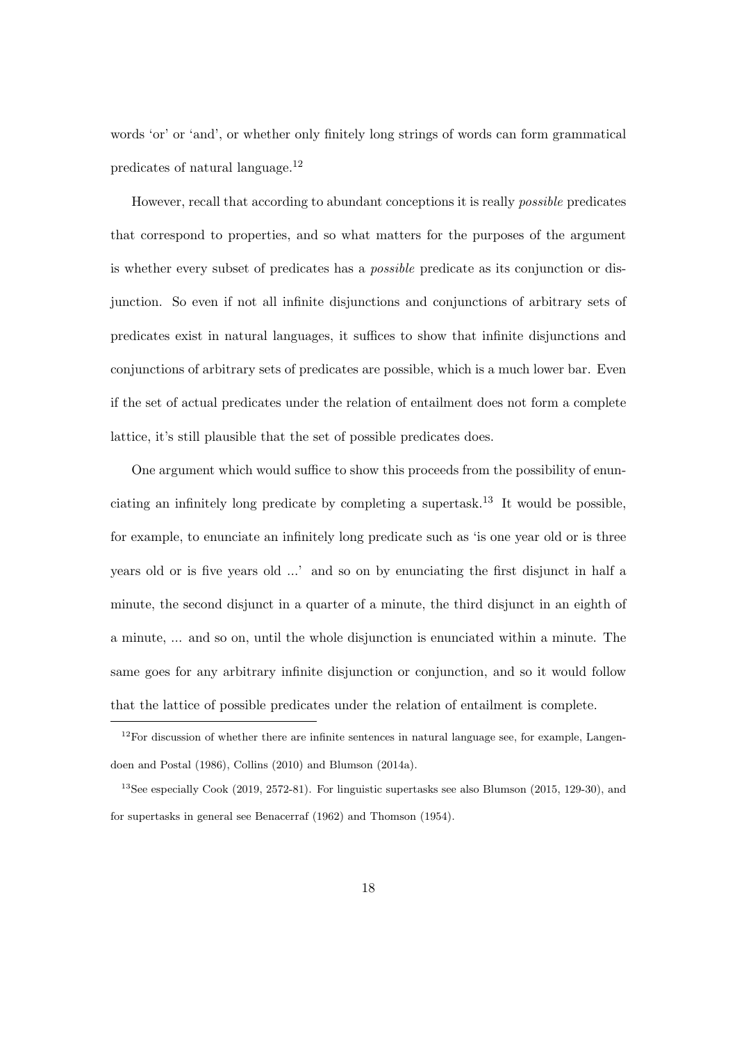words 'or' or 'and', or whether only finitely long strings of words can form grammatical predicates of natural language.[12]

However, recall that according to abundant conceptions it is really *possible* predicates that correspond to properties, and so what matters for the purposes of the argument is whether every subset of predicates has a *possible* predicate as its conjunction or disjunction. So even if not all infinite disjunctions and conjunctions of arbitrary sets of predicates exist in natural languages, it suffices to show that infinite disjunctions and conjunctions of arbitrary sets of predicates are possible, which is a much lower bar. Even if the set of actual predicates under the relation of entailment does not form a complete lattice, it's still plausible that the set of possible predicates does.

One argument which would suffice to show this proceeds from the possibility of enunciating an infinitely long predicate by completing a supertask.[13] It would be possible, for example, to enunciate an infinitely long predicate such as 'is one year old or is three years old or is five years old ...' and so on by enunciating the first disjunct in half a minute, the second disjunct in a quarter of a minute, the third disjunct in an eighth of a minute, ... and so on, until the whole disjunction is enunciated within a minute. The same goes for any arbitrary infinite disjunction or conjunction, and so it would follow that the lattice of possible predicates under the relation of entailment is complete.

---

[12] For discussion of whether there are infinite sentences in natural language see, for example, Langendoen and Postal (1986), Collins (2010) and Blumson (2014a).

[13] See especially Cook (2019, 2572-81). For linguistic supertasks see also Blumson (2015, 129-30), and for supertasks in general see Benacerraf (1962) and Thomson (1954).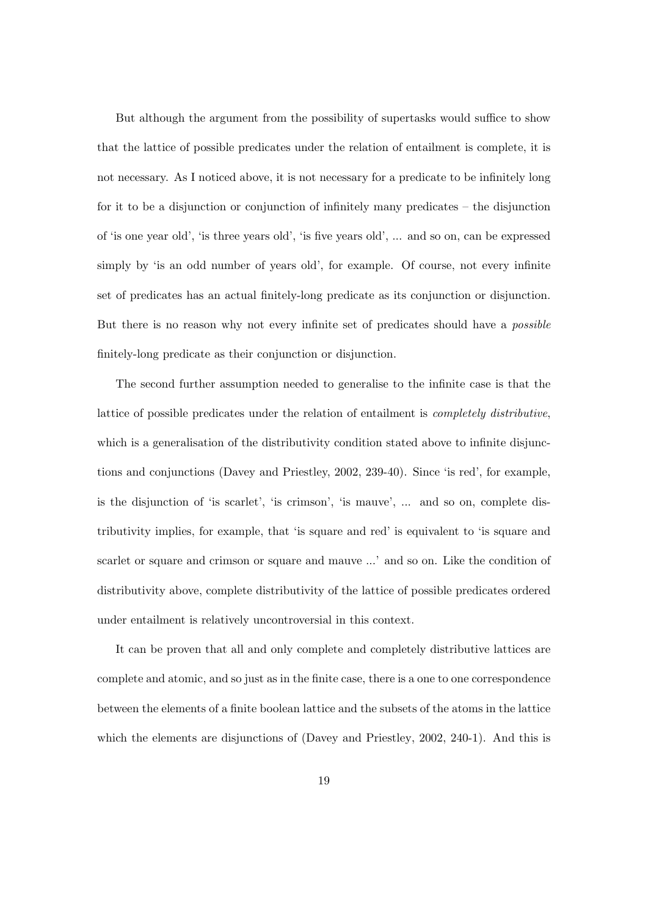But although the argument from the possibility of supertasks would suffice to show that the lattice of possible predicates under the relation of entailment is complete, it is not necessary. As I noticed above, it is not necessary for a predicate to be infinitely long for it to be a disjunction or conjunction of infinitely many predicates – the disjunction of 'is one year old', 'is three years old', 'is five years old', ... and so on, can be expressed simply by 'is an odd number of years old', for example. Of course, not every infinite set of predicates has an actual finitely-long predicate as its conjunction or disjunction. But there is no reason why not every infinite set of predicates should have a *possible* finitely-long predicate as their conjunction or disjunction.

The second further assumption needed to generalise to the infinite case is that the lattice of possible predicates under the relation of entailment is *completely distributive*, which is a generalisation of the distributivity condition stated above to infinite disjunctions and conjunctions (Davey and Priestley, 2002, 239-40). Since 'is red', for example, is the disjunction of 'is scarlet', 'is crimson', 'is mauve', ... and so on, complete distributivity implies, for example, that 'is square and red' is equivalent to 'is square and scarlet or square and crimson or square and mauve ...' and so on. Like the condition of distributivity above, complete distributivity of the lattice of possible predicates ordered under entailment is relatively uncontroversial in this context.

It can be proven that all and only complete and completely distributive lattices are complete and atomic, and so just as in the finite case, there is a one to one correspondence between the elements of a finite boolean lattice and the subsets of the atoms in the lattice which the elements are disjunctions of (Davey and Priestley, 2002, 240-1). And this is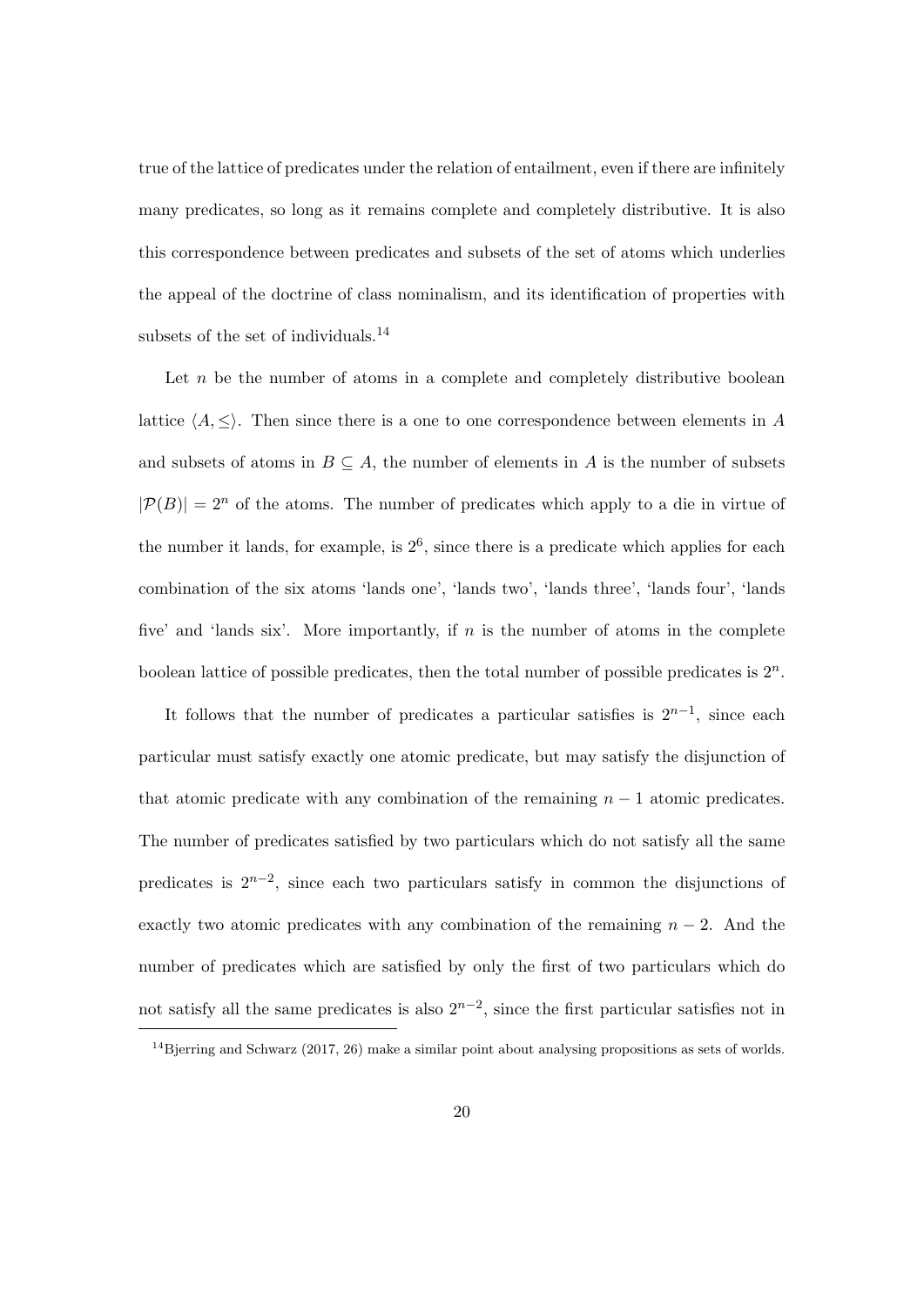true of the lattice of predicates under the relation of entailment, even if there are infinitely many predicates, so long as it remains complete and completely distributive. It is also this correspondence between predicates and subsets of the set of atoms which underlies the appeal of the doctrine of class nominalism, and its identification of properties with subsets of the set of individuals.[14]

Let $n$ be the number of atoms in a complete and completely distributive boolean lattice $\langle A, \leq \rangle$. Then since there is a one to one correspondence between elements in $A$ and subsets of atoms in $B \subseteq A$, the number of elements in $A$ is the number of subsets $|\mathcal{P}(B)| = 2^n$ of the atoms. The number of predicates which apply to a die in virtue of the number it lands, for example, is $2^6$, since there is a predicate which applies for each combination of the six atoms 'lands one', 'lands two', 'lands three', 'lands four', 'lands five' and 'lands six'. More importantly, if $n$ is the number of atoms in the complete boolean lattice of possible predicates, then the total number of possible predicates is $2^n$.

It follows that the number of predicates a particular satisfies is $2^{n-1}$, since each particular must satisfy exactly one atomic predicate, but may satisfy the disjunction of that atomic predicate with any combination of the remaining $n-1$ atomic predicates. The number of predicates satisfied by two particulars which do not satisfy all the same predicates is $2^{n-2}$, since each two particulars satisfy in common the disjunctions of exactly two atomic predicates with any combination of the remaining $n-2$. And the number of predicates which are satisfied by only the first of two particulars which do not satisfy all the same predicates is also $2^{n-2}$, since the first particular satisfies not in

[14] Bjerring and Schwarz (2017, 26) make a similar point about analysing propositions as sets of worlds.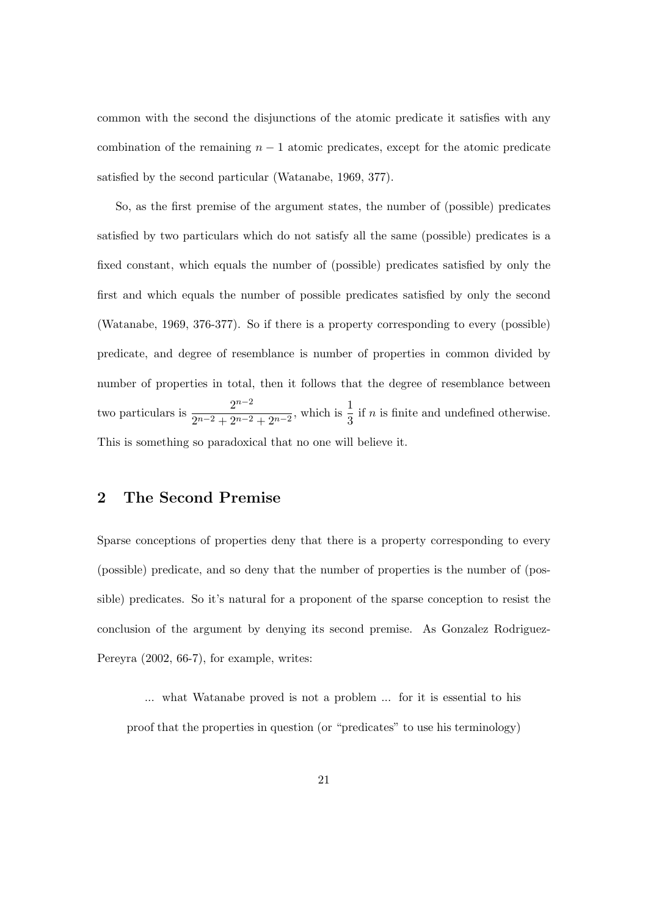common with the second the disjunctions of the atomic predicate it satisfies with any combination of the remaining $n-1$ atomic predicates, except for the atomic predicate satisfied by the second particular (Watanabe, 1969, 377).

So, as the first premise of the argument states, the number of (possible) predicates satisfied by two particulars which do not satisfy all the same (possible) predicates is a fixed constant, which equals the number of (possible) predicates satisfied by only the first and which equals the number of possible predicates satisfied by only the second (Watanabe, 1969, 376-377). So if there is a property corresponding to every (possible) predicate, and degree of resemblance is number of properties in common divided by number of properties in total, then it follows that the degree of resemblance between two particulars is $\frac{2^{n-2}}{2^{n-2}+2^{n-2}+2^{n-2}}$, which is $\frac{1}{3}$ if $n$ is finite and undefined otherwise. This is something so paradoxical that no one will believe it.

## 2 The Second Premise

Sparse conceptions of properties deny that there is a property corresponding to every (possible) predicate, and so deny that the number of properties is the number of (possible) predicates. So it's natural for a proponent of the sparse conception to resist the conclusion of the argument by denying its second premise. As Gonzalez Rodriguez-Pereyra (2002, 66-7), for example, writes:

> ... what Watanabe proved is not a problem ... for it is essential to his proof that the properties in question (or "predicates" to use his terminology)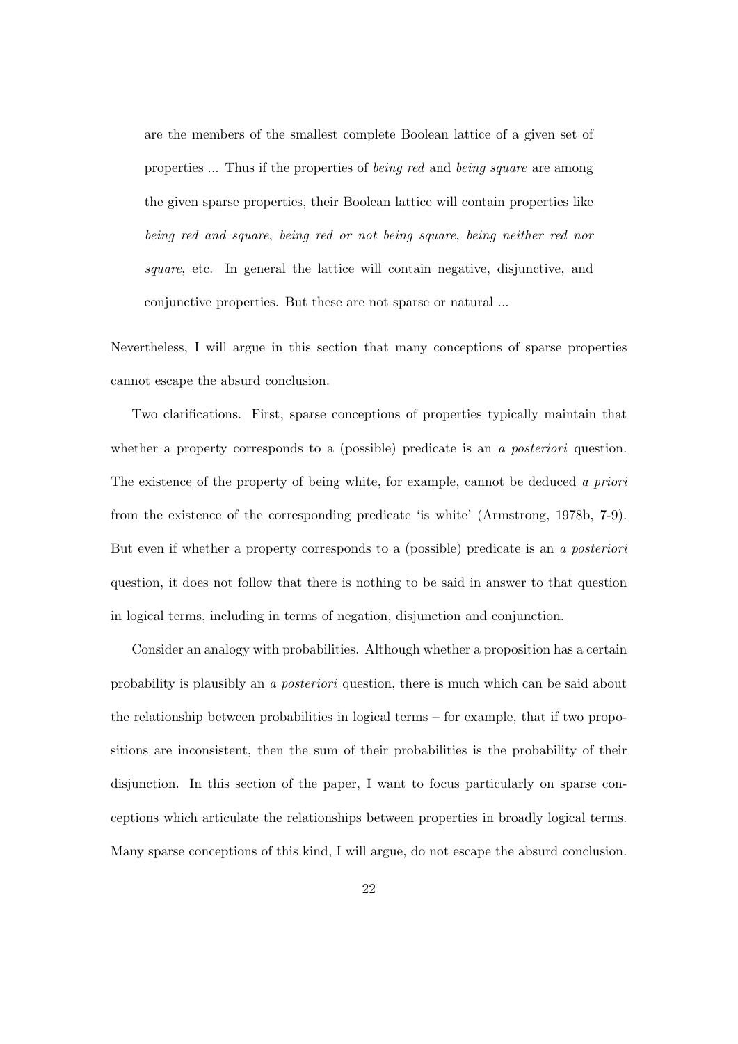> are the members of the smallest complete Boolean lattice of a given set of properties ... Thus if the properties of *being red* and *being square* are among the given sparse properties, their Boolean lattice will contain properties like *being red and square*, *being red or not being square*, *being neither red nor square*, etc. In general the lattice will contain negative, disjunctive, and conjunctive properties. But these are not sparse or natural ...

Nevertheless, I will argue in this section that many conceptions of sparse properties cannot escape the absurd conclusion.

Two clarifications. First, sparse conceptions of properties typically maintain that whether a property corresponds to a (possible) predicate is an *a posteriori* question. The existence of the property of being white, for example, cannot be deduced *a priori* from the existence of the corresponding predicate 'is white' (Armstrong, 1978b, 7-9). But even if whether a property corresponds to a (possible) predicate is an *a posteriori* question, it does not follow that there is nothing to be said in answer to that question in logical terms, including in terms of negation, disjunction and conjunction.

Consider an analogy with probabilities. Although whether a proposition has a certain probability is plausibly an *a posteriori* question, there is much which can be said about the relationship between probabilities in logical terms – for example, that if two propositions are inconsistent, then the sum of their probabilities is the probability of their disjunction. In this section of the paper, I want to focus particularly on sparse conceptions which articulate the relationships between properties in broadly logical terms. Many sparse conceptions of this kind, I will argue, do not escape the absurd conclusion.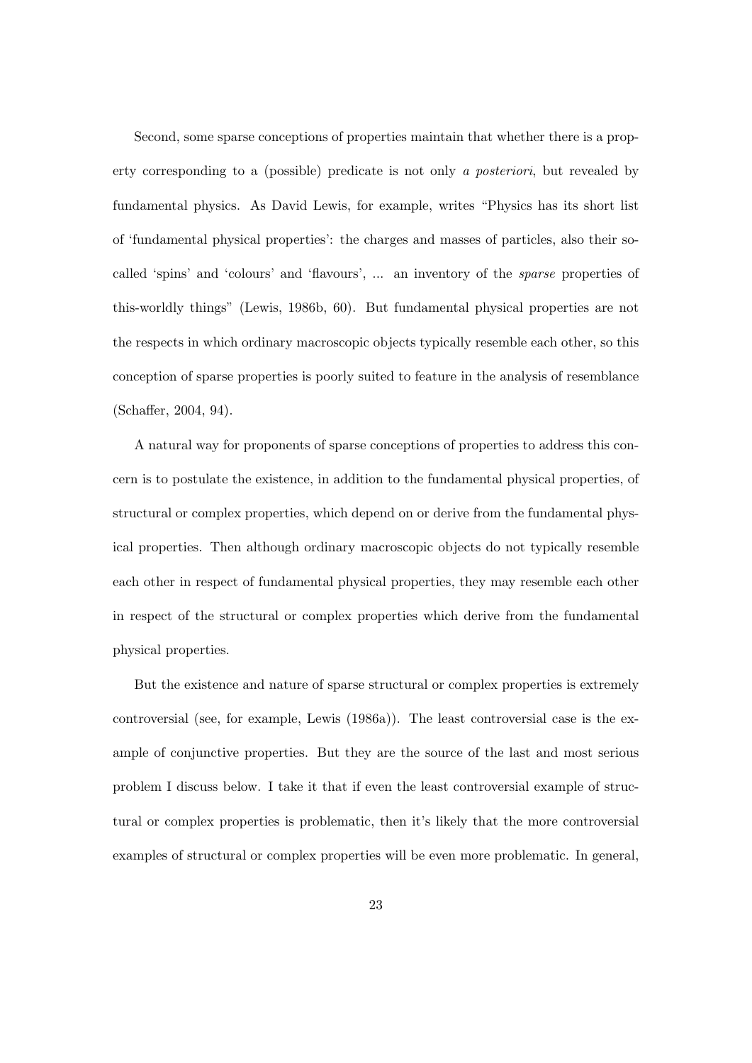Second, some sparse conceptions of properties maintain that whether there is a property corresponding to a (possible) predicate is not only *a posteriori*, but revealed by fundamental physics. As David Lewis, for example, writes "Physics has its short list of 'fundamental physical properties': the charges and masses of particles, also their so-called 'spins' and 'colours' and 'flavours', ... an inventory of the *sparse* properties of this-worldly things" (Lewis, 1986b, 60). But fundamental physical properties are not the respects in which ordinary macroscopic objects typically resemble each other, so this conception of sparse properties is poorly suited to feature in the analysis of resemblance (Schaffer, 2004, 94).

A natural way for proponents of sparse conceptions of properties to address this concern is to postulate the existence, in addition to the fundamental physical properties, of structural or complex properties, which depend on or derive from the fundamental physical properties. Then although ordinary macroscopic objects do not typically resemble each other in respect of fundamental physical properties, they may resemble each other in respect of the structural or complex properties which derive from the fundamental physical properties.

But the existence and nature of sparse structural or complex properties is extremely controversial (see, for example, Lewis (1986a)). The least controversial case is the example of conjunctive properties. But they are the source of the last and most serious problem I discuss below. I take it that if even the least controversial example of structural or complex properties is problematic, then it's likely that the more controversial examples of structural or complex properties will be even more problematic. In general,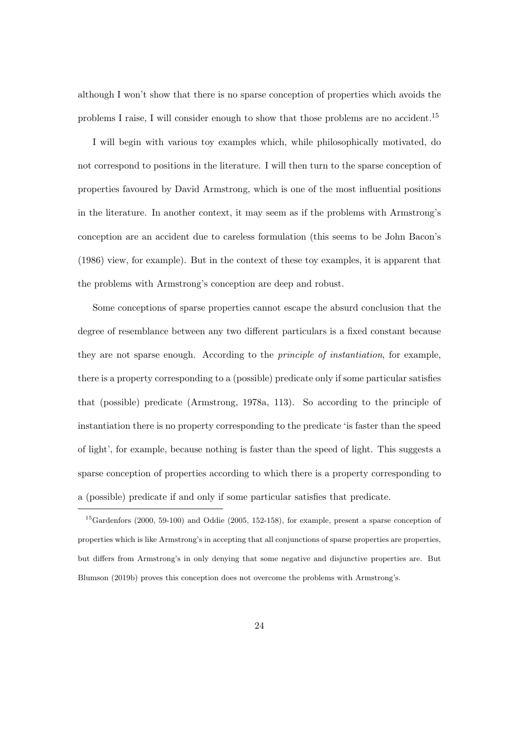although I won't show that there is no sparse conception of properties which avoids the problems I raise, I will consider enough to show that those problems are no accident.[15]

I will begin with various toy examples which, while philosophically motivated, do not correspond to positions in the literature. I will then turn to the sparse conception of properties favoured by David Armstrong, which is one of the most influential positions in the literature. In another context, it may seem as if the problems with Armstrong's conception are an accident due to careless formulation (this seems to be John Bacon's (1986) view, for example). But in the context of these toy examples, it is apparent that the problems with Armstrong's conception are deep and robust.

Some conceptions of sparse properties cannot escape the absurd conclusion that the degree of resemblance between any two different particulars is a fixed constant because they are not sparse enough. According to the *principle of instantiation*, for example, there is a property corresponding to a (possible) predicate only if some particular satisfies that (possible) predicate (Armstrong, 1978a, 113). So according to the principle of instantiation there is no property corresponding to the predicate 'is faster than the speed of light', for example, because nothing is faster than the speed of light. This suggests a sparse conception of properties according to which there is a property corresponding to a (possible) predicate if and only if some particular satisfies that predicate.

---

[15] Gardenfors (2000, 59-100) and Oddie (2005, 152-158), for example, present a sparse conception of properties which is like Armstrong's in accepting that all conjunctions of sparse properties are properties, but differs from Armstrong's in only denying that some negative and disjunctive properties are. But Blumson (2019b) proves this conception does not overcome the problems with Armstrong's.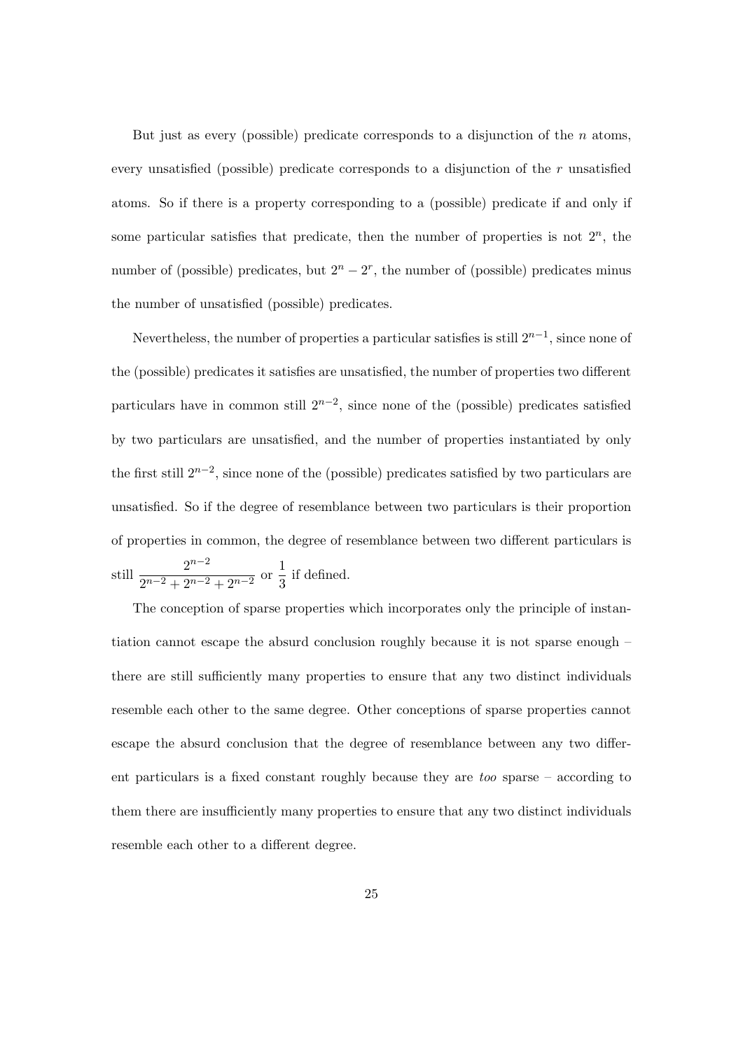But just as every (possible) predicate corresponds to a disjunction of the $n$ atoms, every unsatisfied (possible) predicate corresponds to a disjunction of the $r$ unsatisfied atoms. So if there is a property corresponding to a (possible) predicate if and only if some particular satisfies that predicate, then the number of properties is not $2^n$, the number of (possible) predicates, but $2^n - 2^r$, the number of (possible) predicates minus the number of unsatisfied (possible) predicates.

Nevertheless, the number of properties a particular satisfies is still $2^{n-1}$, since none of the (possible) predicates it satisfies are unsatisfied, the number of properties two different particulars have in common still $2^{n-2}$, since none of the (possible) predicates satisfied by two particulars are unsatisfied, and the number of properties instantiated by only the first still $2^{n-2}$, since none of the (possible) predicates satisfied by two particulars are unsatisfied. So if the degree of resemblance between two particulars is their proportion of properties in common, the degree of resemblance between two different particulars is still $\dfrac{2^{n-2}}{2^{n-2}+2^{n-2}+2^{n-2}}$ or $\dfrac{1}{3}$ if defined.

The conception of sparse properties which incorporates only the principle of instantiation cannot escape the absurd conclusion roughly because it is not sparse enough – there are still sufficiently many properties to ensure that any two distinct individuals resemble each other to the same degree. Other conceptions of sparse properties cannot escape the absurd conclusion that the degree of resemblance between any two different particulars is a fixed constant roughly because they are *too* sparse – according to them there are insufficiently many properties to ensure that any two distinct individuals resemble each other to a different degree.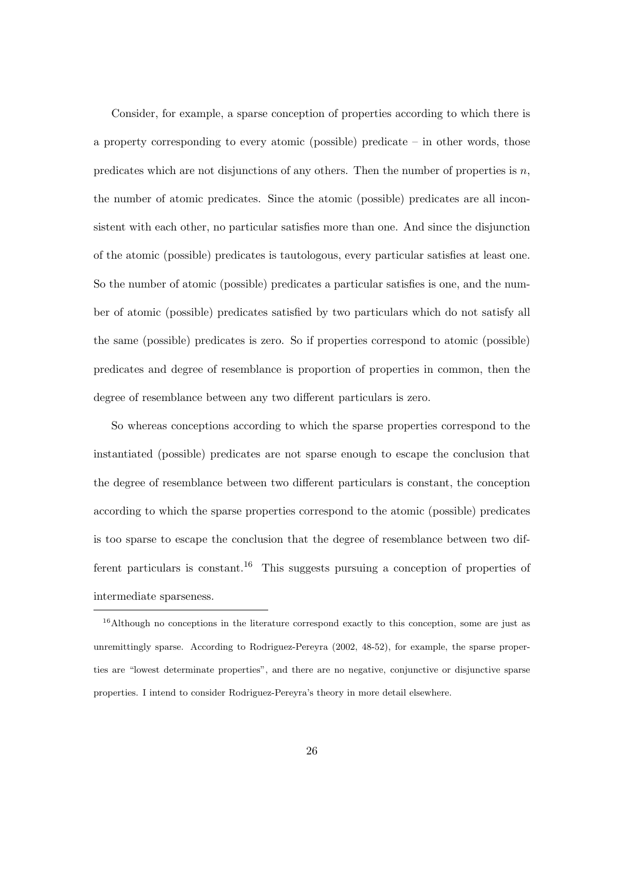Consider, for example, a sparse conception of properties according to which there is a property corresponding to every atomic (possible) predicate – in other words, those predicates which are not disjunctions of any others. Then the number of properties is $n$, the number of atomic predicates. Since the atomic (possible) predicates are all inconsistent with each other, no particular satisfies more than one. And since the disjunction of the atomic (possible) predicates is tautologous, every particular satisfies at least one. So the number of atomic (possible) predicates a particular satisfies is one, and the number of atomic (possible) predicates satisfied by two particulars which do not satisfy all the same (possible) predicates is zero. So if properties correspond to atomic (possible) predicates and degree of resemblance is proportion of properties in common, then the degree of resemblance between any two different particulars is zero.

So whereas conceptions according to which the sparse properties correspond to the instantiated (possible) predicates are not sparse enough to escape the conclusion that the degree of resemblance between two different particulars is constant, the conception according to which the sparse properties correspond to the atomic (possible) predicates is too sparse to escape the conclusion that the degree of resemblance between two different particulars is constant.[16] This suggests pursuing a conception of properties of intermediate sparseness.

[16] Although no conceptions in the literature correspond exactly to this conception, some are just as unremittingly sparse. According to Rodriguez-Pereyra (2002, 48-52), for example, the sparse properties are "lowest determinate properties", and there are no negative, conjunctive or disjunctive sparse properties. I intend to consider Rodriguez-Pereyra's theory in more detail elsewhere.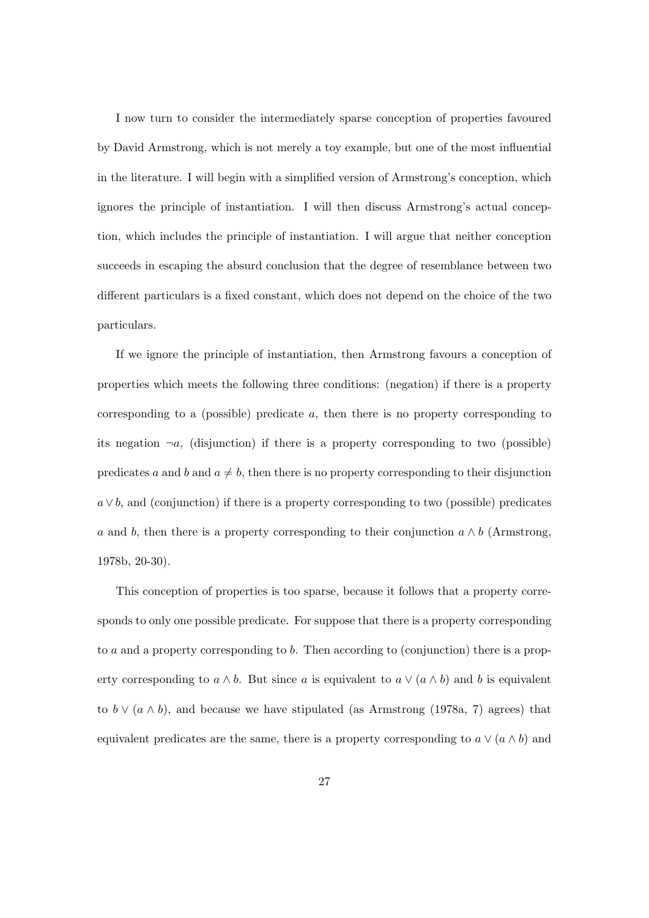I now turn to consider the intermediately sparse conception of properties favoured by David Armstrong, which is not merely a toy example, but one of the most influential in the literature. I will begin with a simplified version of Armstrong's conception, which ignores the principle of instantiation. I will then discuss Armstrong's actual conception, which includes the principle of instantiation. I will argue that neither conception succeeds in escaping the absurd conclusion that the degree of resemblance between two different particulars is a fixed constant, which does not depend on the choice of the two particulars.

If we ignore the principle of instantiation, then Armstrong favours a conception of properties which meets the following three conditions: (negation) if there is a property corresponding to a (possible) predicate $a$, then there is no property corresponding to its negation $\neg a$, (disjunction) if there is a property corresponding to two (possible) predicates $a$ and $b$ and $a \neq b$, then there is no property corresponding to their disjunction $a \vee b$, and (conjunction) if there is a property corresponding to two (possible) predicates $a$ and $b$, then there is a property corresponding to their conjunction $a \wedge b$ (Armstrong, 1978b, 20-30).

This conception of properties is too sparse, because it follows that a property corresponds to only one possible predicate. For suppose that there is a property corresponding to $a$ and a property corresponding to $b$. Then according to (conjunction) there is a property corresponding to $a \wedge b$. But since $a$ is equivalent to $a \vee (a \wedge b)$ and $b$ is equivalent to $b \vee (a \wedge b)$, and because we have stipulated (as Armstrong (1978a, 7) agrees) that equivalent predicates are the same, there is a property corresponding to $a \vee (a \wedge b)$ and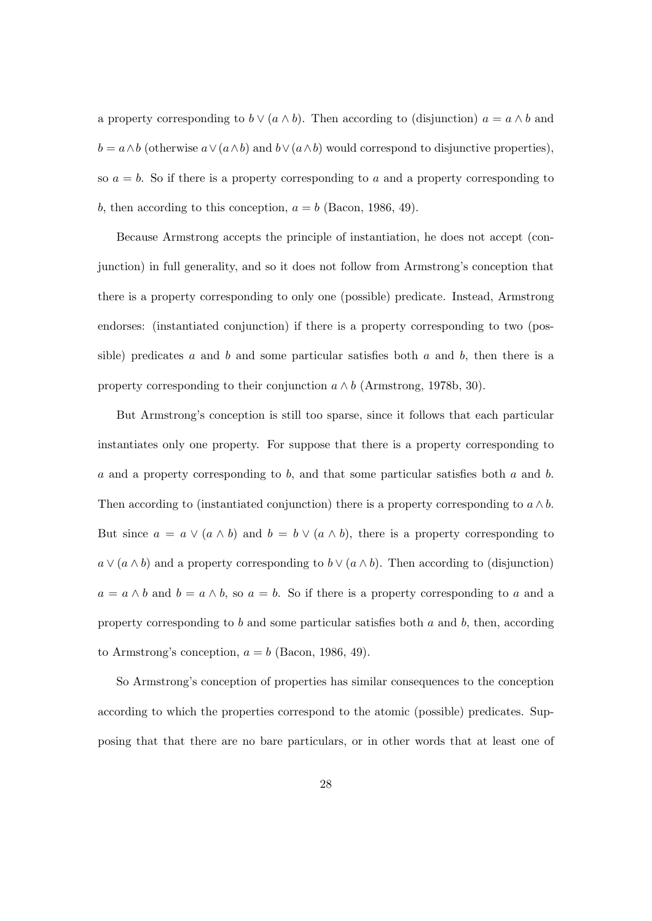a property corresponding to $b \vee (a \wedge b)$. Then according to (disjunction) $a = a \wedge b$ and $b = a \wedge b$ (otherwise $a \vee (a \wedge b)$ and $b \vee (a \wedge b)$ would correspond to disjunctive properties), so $a = b$. So if there is a property corresponding to $a$ and a property corresponding to $b$, then according to this conception, $a = b$ (Bacon, 1986, 49).

Because Armstrong accepts the principle of instantiation, he does not accept (conjunction) in full generality, and so it does not follow from Armstrong's conception that there is a property corresponding to only one (possible) predicate. Instead, Armstrong endorses: (instantiated conjunction) if there is a property corresponding to two (possible) predicates $a$ and $b$ and some particular satisfies both $a$ and $b$, then there is a property corresponding to their conjunction $a \wedge b$ (Armstrong, 1978b, 30).

But Armstrong's conception is still too sparse, since it follows that each particular instantiates only one property. For suppose that there is a property corresponding to $a$ and a property corresponding to $b$, and that some particular satisfies both $a$ and $b$. Then according to (instantiated conjunction) there is a property corresponding to $a \wedge b$. But since $a = a \vee (a \wedge b)$ and $b = b \vee (a \wedge b)$, there is a property corresponding to $a \vee (a \wedge b)$ and a property corresponding to $b \vee (a \wedge b)$. Then according to (disjunction) $a = a \wedge b$ and $b = a \wedge b$, so $a = b$. So if there is a property corresponding to $a$ and a property corresponding to $b$ and some particular satisfies both $a$ and $b$, then, according to Armstrong's conception, $a = b$ (Bacon, 1986, 49).

So Armstrong's conception of properties has similar consequences to the conception according to which the properties correspond to the atomic (possible) predicates. Supposing that that there are no bare particulars, or in other words that at least one of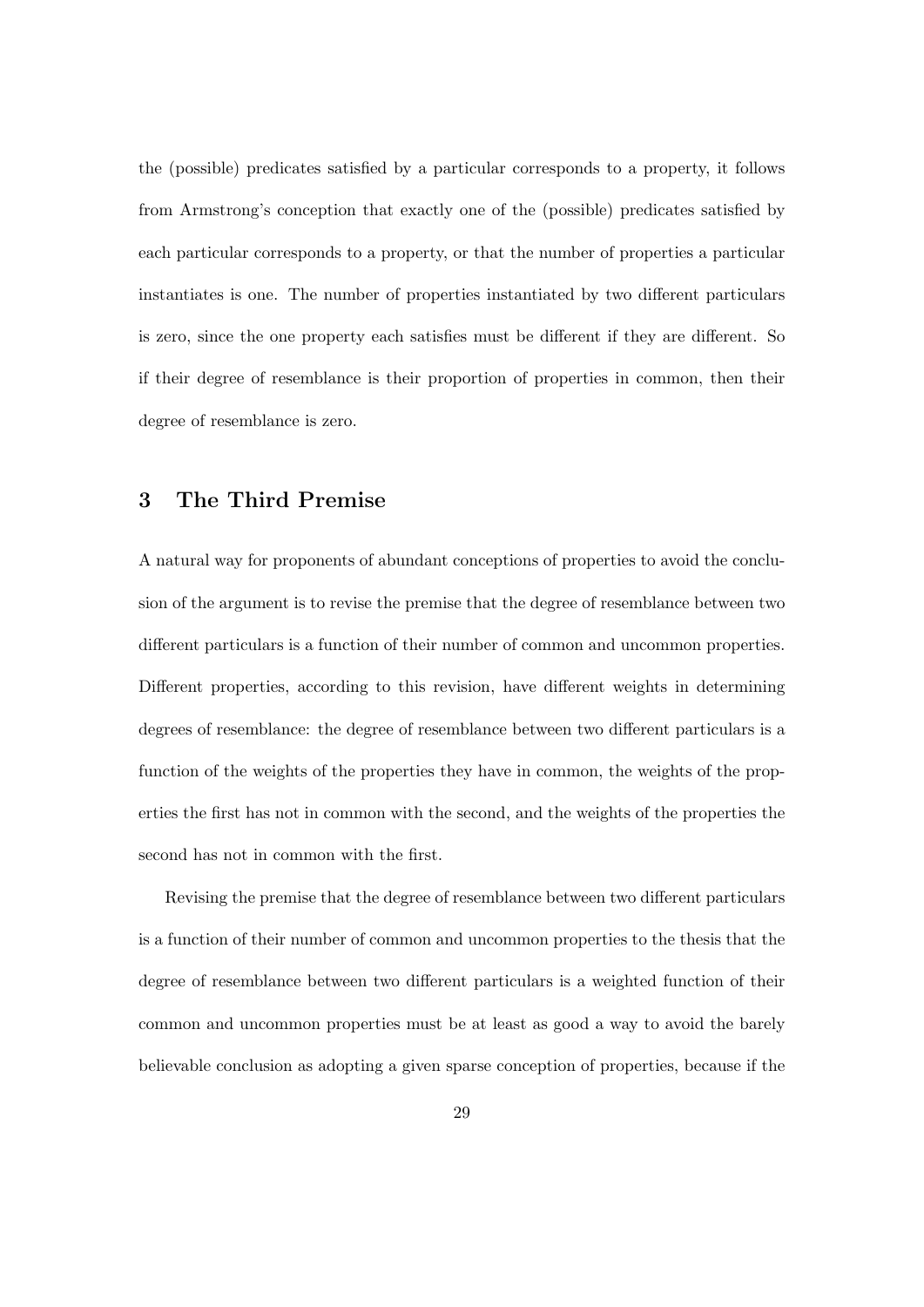the (possible) predicates satisfied by a particular corresponds to a property, it follows from Armstrong's conception that exactly one of the (possible) predicates satisfied by each particular corresponds to a property, or that the number of properties a particular instantiates is one. The number of properties instantiated by two different particulars is zero, since the one property each satisfies must be different if they are different. So if their degree of resemblance is their proportion of properties in common, then their degree of resemblance is zero.

## 3 The Third Premise

A natural way for proponents of abundant conceptions of properties to avoid the conclusion of the argument is to revise the premise that the degree of resemblance between two different particulars is a function of their number of common and uncommon properties. Different properties, according to this revision, have different weights in determining degrees of resemblance: the degree of resemblance between two different particulars is a function of the weights of the properties they have in common, the weights of the properties the first has not in common with the second, and the weights of the properties the second has not in common with the first.

Revising the premise that the degree of resemblance between two different particulars is a function of their number of common and uncommon properties to the thesis that the degree of resemblance between two different particulars is a weighted function of their common and uncommon properties must be at least as good a way to avoid the barely believable conclusion as adopting a given sparse conception of properties, because if the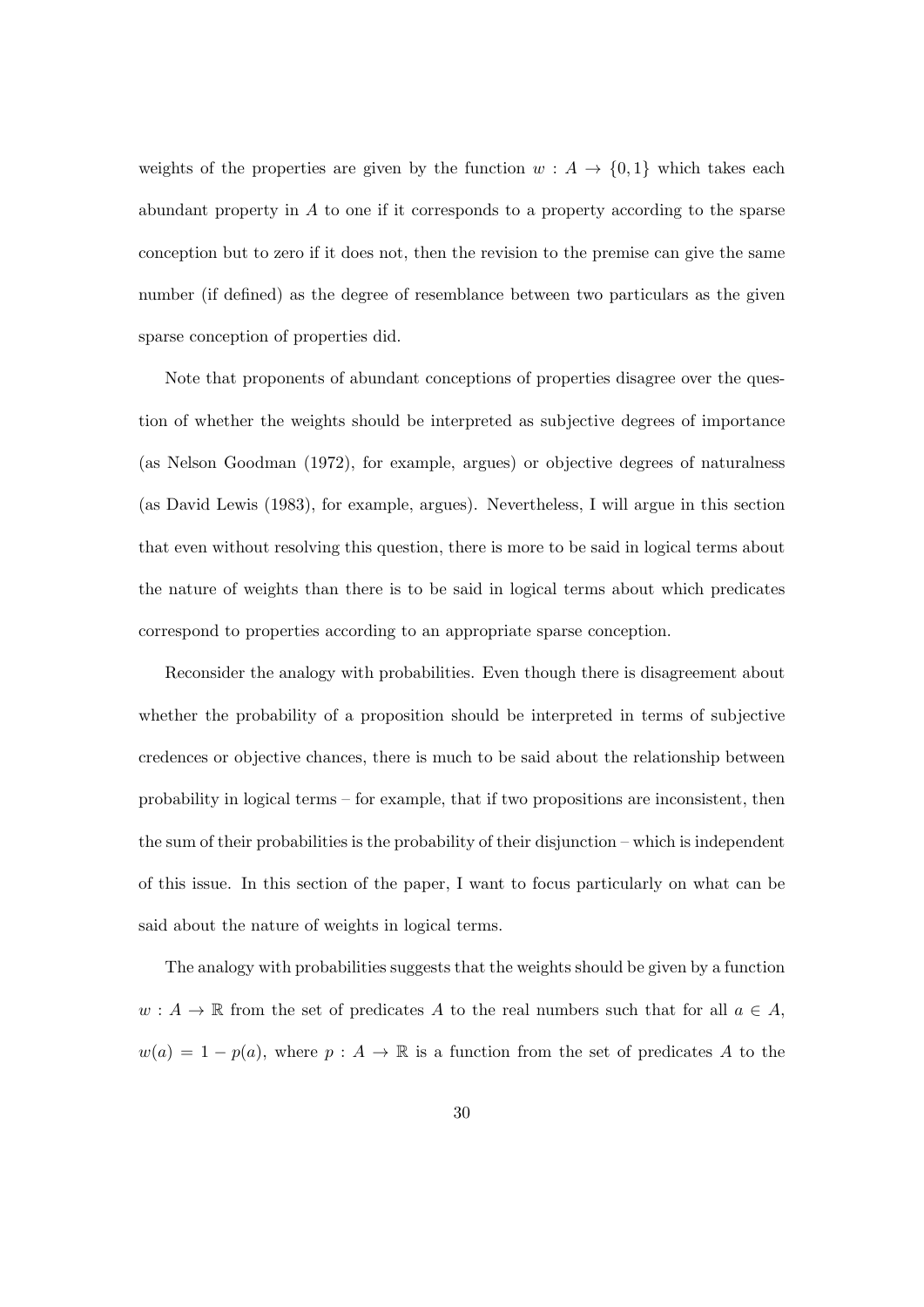weights of the properties are given by the function $w : A \to \{0, 1\}$ which takes each abundant property in $A$ to one if it corresponds to a property according to the sparse conception but to zero if it does not, then the revision to the premise can give the same number (if defined) as the degree of resemblance between two particulars as the given sparse conception of properties did.

Note that proponents of abundant conceptions of properties disagree over the question of whether the weights should be interpreted as subjective degrees of importance (as Nelson Goodman (1972), for example, argues) or objective degrees of naturalness (as David Lewis (1983), for example, argues). Nevertheless, I will argue in this section that even without resolving this question, there is more to be said in logical terms about the nature of weights than there is to be said in logical terms about which predicates correspond to properties according to an appropriate sparse conception.

Reconsider the analogy with probabilities. Even though there is disagreement about whether the probability of a proposition should be interpreted in terms of subjective credences or objective chances, there is much to be said about the relationship between probability in logical terms – for example, that if two propositions are inconsistent, then the sum of their probabilities is the probability of their disjunction – which is independent of this issue. In this section of the paper, I want to focus particularly on what can be said about the nature of weights in logical terms.

The analogy with probabilities suggests that the weights should be given by a function $w : A \to \mathbb{R}$ from the set of predicates $A$ to the real numbers such that for all $a \in A$, $w(a) = 1 - p(a)$, where $p : A \to \mathbb{R}$ is a function from the set of predicates $A$ to the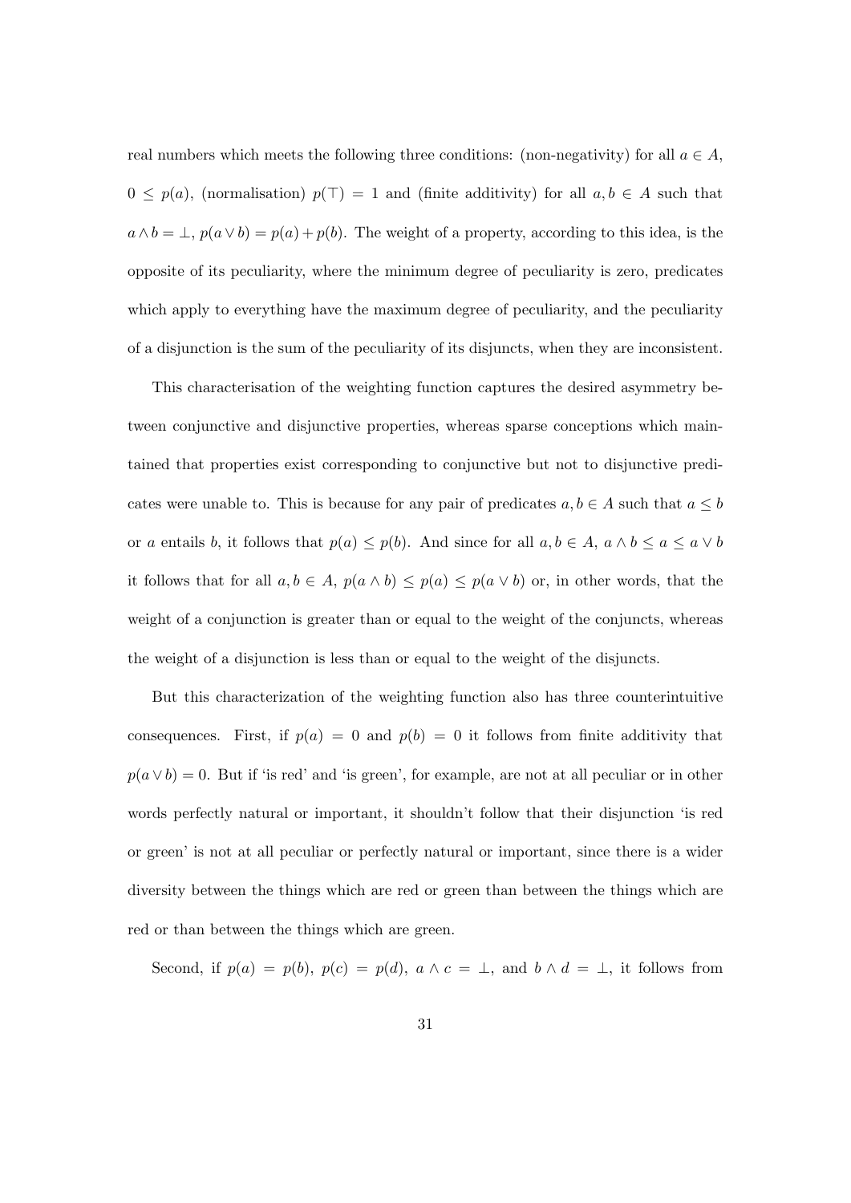real numbers which meets the following three conditions: (non-negativity) for all $a \in A$, $0 \leq p(a)$, (normalisation) $p(\top) = 1$ and (finite additivity) for all $a, b \in A$ such that $a \wedge b = \bot$, $p(a \vee b) = p(a) + p(b)$. The weight of a property, according to this idea, is the opposite of its peculiarity, where the minimum degree of peculiarity is zero, predicates which apply to everything have the maximum degree of peculiarity, and the peculiarity of a disjunction is the sum of the peculiarity of its disjuncts, when they are inconsistent.

This characterisation of the weighting function captures the desired asymmetry between conjunctive and disjunctive properties, whereas sparse conceptions which maintained that properties exist corresponding to conjunctive but not to disjunctive predicates were unable to. This is because for any pair of predicates $a, b \in A$ such that $a \leq b$ or $a$ entails $b$, it follows that $p(a) \leq p(b)$. And since for all $a, b \in A$, $a \wedge b \leq a \leq a \vee b$ it follows that for all $a, b \in A$, $p(a \wedge b) \leq p(a) \leq p(a \vee b)$ or, in other words, that the weight of a conjunction is greater than or equal to the weight of the conjuncts, whereas the weight of a disjunction is less than or equal to the weight of the disjuncts.

But this characterization of the weighting function also has three counterintuitive consequences. First, if $p(a) = 0$ and $p(b) = 0$ it follows from finite additivity that $p(a \vee b) = 0$. But if 'is red' and 'is green', for example, are not at all peculiar or in other words perfectly natural or important, it shouldn't follow that their disjunction 'is red or green' is not at all peculiar or perfectly natural or important, since there is a wider diversity between the things which are red or green than between the things which are red or than between the things which are green.

Second, if $p(a) = p(b)$, $p(c) = p(d)$, $a \wedge c = \bot$, and $b \wedge d = \bot$, it follows from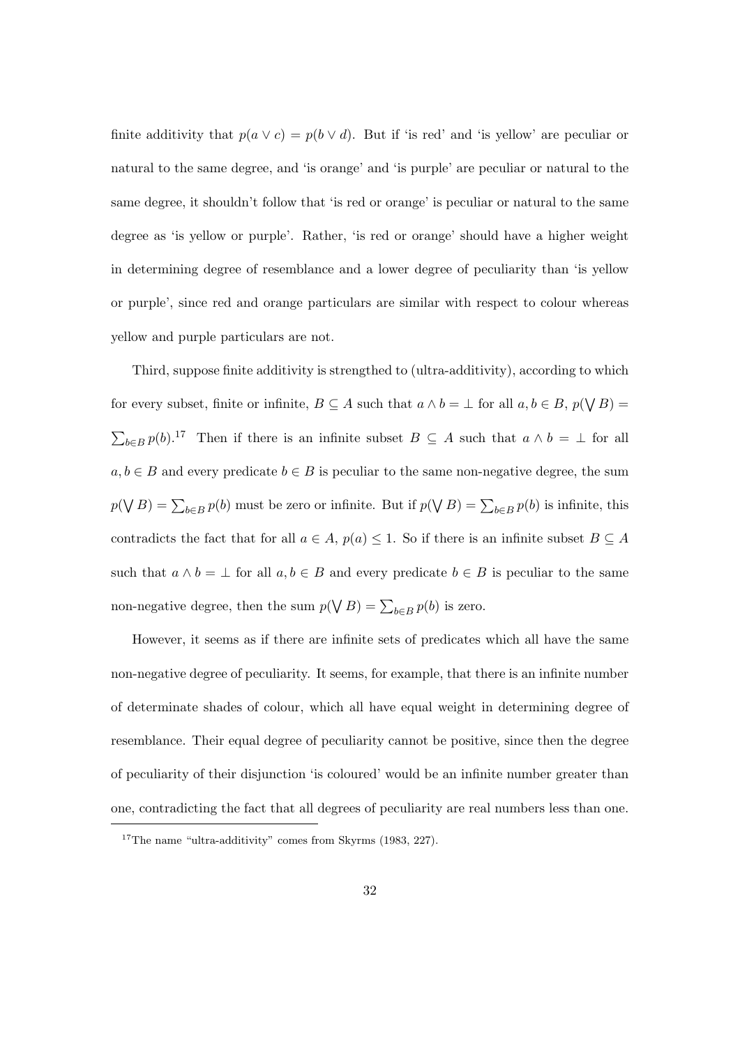finite additivity that $p(a \vee c) = p(b \vee d)$. But if 'is red' and 'is yellow' are peculiar or natural to the same degree, and 'is orange' and 'is purple' are peculiar or natural to the same degree, it shouldn't follow that 'is red or orange' is peculiar or natural to the same degree as 'is yellow or purple'. Rather, 'is red or orange' should have a higher weight in determining degree of resemblance and a lower degree of peculiarity than 'is yellow or purple', since red and orange particulars are similar with respect to colour whereas yellow and purple particulars are not.

Third, suppose finite additivity is strengthed to (ultra-additivity), according to which for every subset, finite or infinite, $B \subseteq A$ such that $a \wedge b = \bot$ for all $a, b \in B$, $p(\bigvee B) = \sum_{b \in B} p(b)$.[17] Then if there is an infinite subset $B \subseteq A$ such that $a \wedge b = \bot$ for all $a, b \in B$ and every predicate $b \in B$ is peculiar to the same non-negative degree, the sum $p(\bigvee B) = \sum_{b \in B} p(b)$ must be zero or infinite. But if $p(\bigvee B) = \sum_{b \in B} p(b)$ is infinite, this contradicts the fact that for all $a \in A$, $p(a) \leq 1$. So if there is an infinite subset $B \subseteq A$ such that $a \wedge b = \bot$ for all $a, b \in B$ and every predicate $b \in B$ is peculiar to the same non-negative degree, then the sum $p(\bigvee B) = \sum_{b \in B} p(b)$ is zero.

However, it seems as if there are infinite sets of predicates which all have the same non-negative degree of peculiarity. It seems, for example, that there is an infinite number of determinate shades of colour, which all have equal weight in determining degree of resemblance. Their equal degree of peculiarity cannot be positive, since then the degree of peculiarity of their disjunction 'is coloured' would be an infinite number greater than one, contradicting the fact that all degrees of peculiarity are real numbers less than one.

[17] The name "ultra-additivity" comes from Skyrms (1983, 227).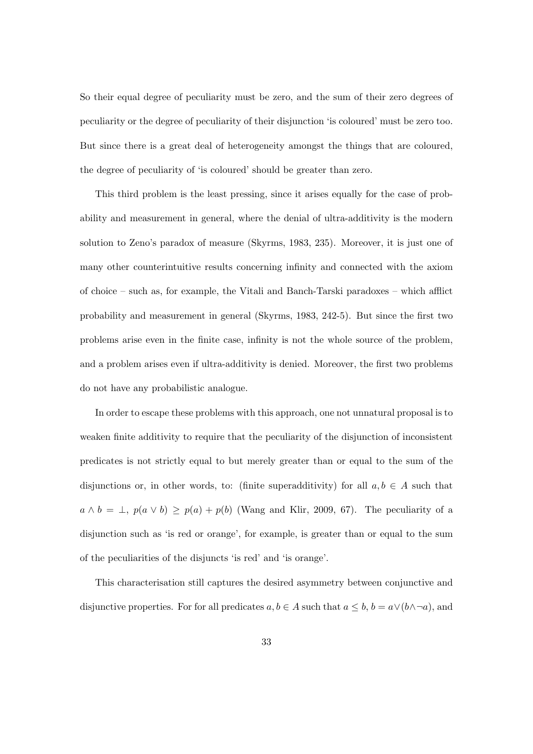So their equal degree of peculiarity must be zero, and the sum of their zero degrees of peculiarity or the degree of peculiarity of their disjunction 'is coloured' must be zero too. But since there is a great deal of heterogeneity amongst the things that are coloured, the degree of peculiarity of 'is coloured' should be greater than zero.

This third problem is the least pressing, since it arises equally for the case of probability and measurement in general, where the denial of ultra-additivity is the modern solution to Zeno's paradox of measure (Skyrms, 1983, 235). Moreover, it is just one of many other counterintuitive results concerning infinity and connected with the axiom of choice – such as, for example, the Vitali and Banch-Tarski paradoxes – which afflict probability and measurement in general (Skyrms, 1983, 242-5). But since the first two problems arise even in the finite case, infinity is not the whole source of the problem, and a problem arises even if ultra-additivity is denied. Moreover, the first two problems do not have any probabilistic analogue.

In order to escape these problems with this approach, one not unnatural proposal is to weaken finite additivity to require that the peculiarity of the disjunction of inconsistent predicates is not strictly equal to but merely greater than or equal to the sum of the disjunctions or, in other words, to: (finite superadditivity) for all $a, b \in A$ such that $a \wedge b = \bot$, $p(a \vee b) \geq p(a) + p(b)$ (Wang and Klir, 2009, 67). The peculiarity of a disjunction such as 'is red or orange', for example, is greater than or equal to the sum of the peculiarities of the disjuncts 'is red' and 'is orange'.

This characterisation still captures the desired asymmetry between conjunctive and disjunctive properties. For for all predicates $a, b \in A$ such that $a \leq b$, $b = a \vee (b \wedge \neg a)$, and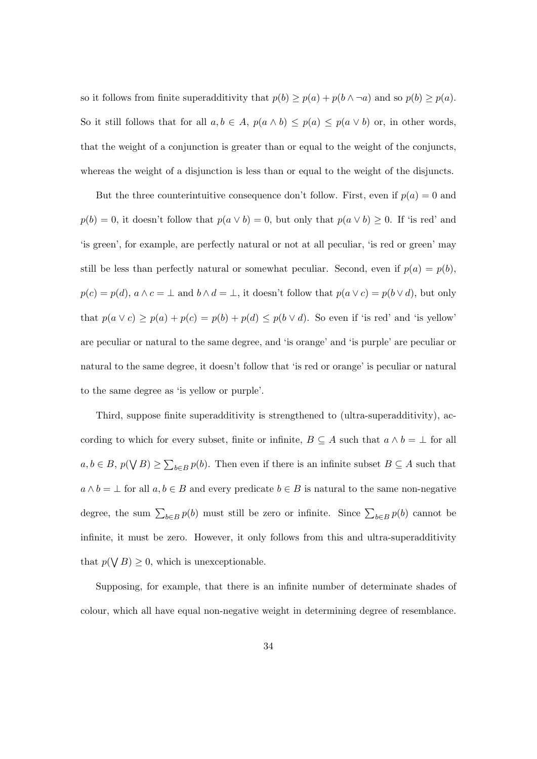so it follows from finite superadditivity that $p(b) \geq p(a) + p(b \wedge \neg a)$ and so $p(b) \geq p(a)$. So it still follows that for all $a, b \in A$, $p(a \wedge b) \leq p(a) \leq p(a \vee b)$ or, in other words, that the weight of a conjunction is greater than or equal to the weight of the conjuncts, whereas the weight of a disjunction is less than or equal to the weight of the disjuncts.

But the three counterintuitive consequence don't follow. First, even if $p(a) = 0$ and $p(b) = 0$, it doesn't follow that $p(a \vee b) = 0$, but only that $p(a \vee b) \geq 0$. If 'is red' and 'is green', for example, are perfectly natural or not at all peculiar, 'is red or green' may still be less than perfectly natural or somewhat peculiar. Second, even if $p(a) = p(b)$, $p(c) = p(d)$, $a \wedge c = \bot$ and $b \wedge d = \bot$, it doesn't follow that $p(a \vee c) = p(b \vee d)$, but only that $p(a \vee c) \geq p(a) + p(c) = p(b) + p(d) \leq p(b \vee d)$. So even if 'is red' and 'is yellow' are peculiar or natural to the same degree, and 'is orange' and 'is purple' are peculiar or natural to the same degree, it doesn't follow that 'is red or orange' is peculiar or natural to the same degree as 'is yellow or purple'.

Third, suppose finite superadditivity is strengthened to (ultra-superadditivity), according to which for every subset, finite or infinite, $B \subseteq A$ such that $a \wedge b = \bot$ for all $a, b \in B$, $p(\bigvee B) \geq \sum_{b \in B} p(b)$. Then even if there is an infinite subset $B \subseteq A$ such that $a \wedge b = \bot$ for all $a, b \in B$ and every predicate $b \in B$ is natural to the same non-negative degree, the sum $\sum_{b \in B} p(b)$ must still be zero or infinite. Since $\sum_{b \in B} p(b)$ cannot be infinite, it must be zero. However, it only follows from this and ultra-superadditivity that $p(\bigvee B) \geq 0$, which is unexceptionable.

Supposing, for example, that there is an infinite number of determinate shades of colour, which all have equal non-negative weight in determining degree of resemblance.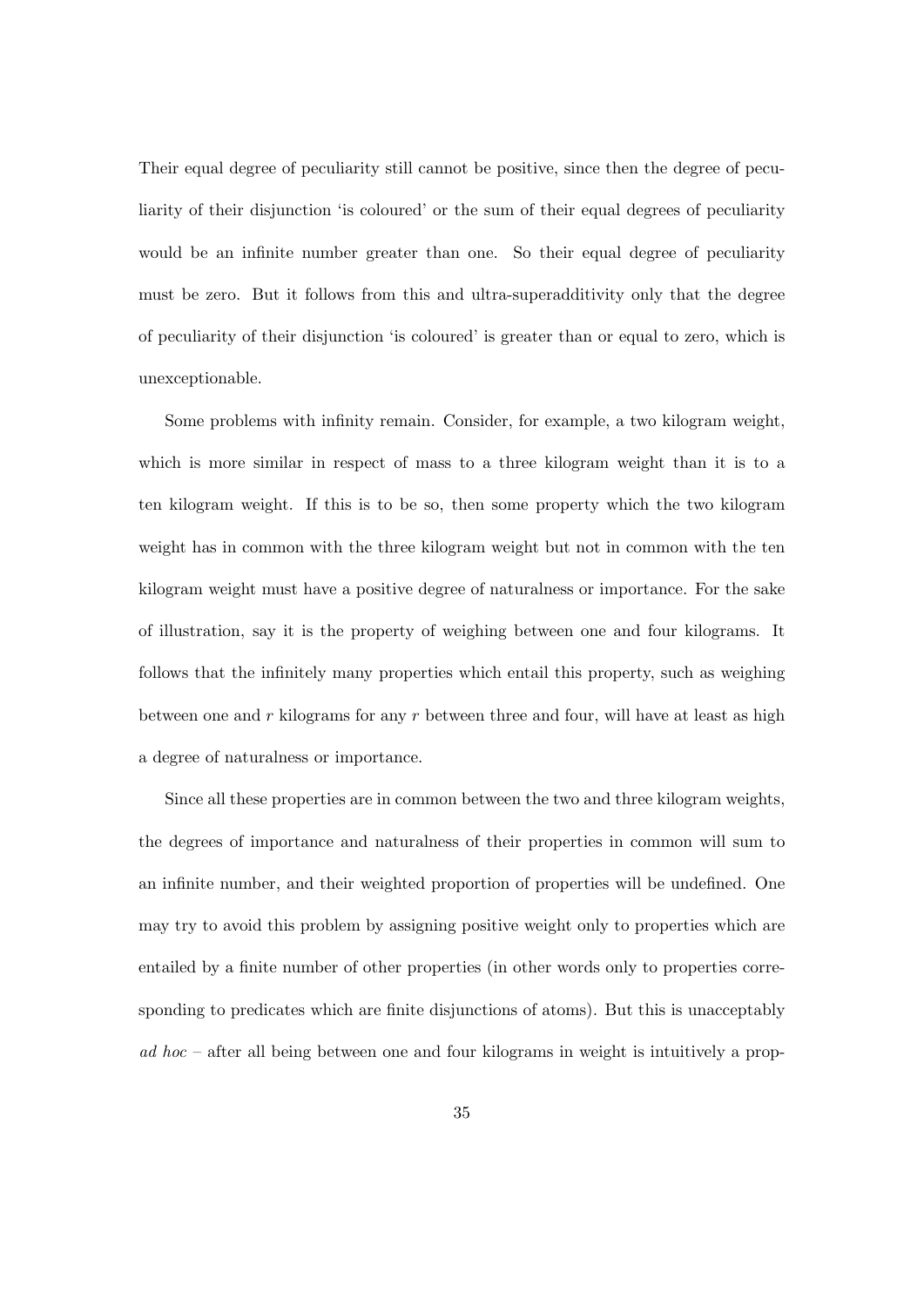Their equal degree of peculiarity still cannot be positive, since then the degree of peculiarity of their disjunction 'is coloured' or the sum of their equal degrees of peculiarity would be an infinite number greater than one. So their equal degree of peculiarity must be zero. But it follows from this and ultra-superadditivity only that the degree of peculiarity of their disjunction 'is coloured' is greater than or equal to zero, which is unexceptionable.

Some problems with infinity remain. Consider, for example, a two kilogram weight, which is more similar in respect of mass to a three kilogram weight than it is to a ten kilogram weight. If this is to be so, then some property which the two kilogram weight has in common with the three kilogram weight but not in common with the ten kilogram weight must have a positive degree of naturalness or importance. For the sake of illustration, say it is the property of weighing between one and four kilograms. It follows that the infinitely many properties which entail this property, such as weighing between one and $r$ kilograms for any $r$ between three and four, will have at least as high a degree of naturalness or importance.

Since all these properties are in common between the two and three kilogram weights, the degrees of importance and naturalness of their properties in common will sum to an infinite number, and their weighted proportion of properties will be undefined. One may try to avoid this problem by assigning positive weight only to properties which are entailed by a finite number of other properties (in other words only to properties corresponding to predicates which are finite disjunctions of atoms). But this is unacceptably *ad hoc* – after all being between one and four kilograms in weight is intuitively a prop-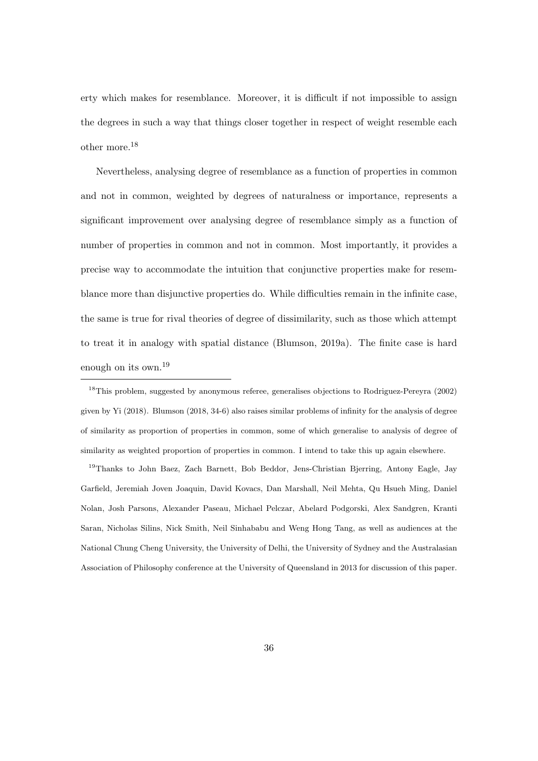erty which makes for resemblance. Moreover, it is difficult if not impossible to assign the degrees in such a way that things closer together in respect of weight resemble each other more.[18]

Nevertheless, analysing degree of resemblance as a function of properties in common and not in common, weighted by degrees of naturalness or importance, represents a significant improvement over analysing degree of resemblance simply as a function of number of properties in common and not in common. Most importantly, it provides a precise way to accommodate the intuition that conjunctive properties make for resemblance more than disjunctive properties do. While difficulties remain in the infinite case, the same is true for rival theories of degree of dissimilarity, such as those which attempt to treat it in analogy with spatial distance (Blumson, 2019a). The finite case is hard enough on its own.[19]

---

[18] This problem, suggested by anonymous referee, generalises objections to Rodriguez-Pereyra (2002) given by Yi (2018). Blumson (2018, 34-6) also raises similar problems of infinity for the analysis of degree of similarity as proportion of properties in common, some of which generalise to analysis of degree of similarity as weighted proportion of properties in common. I intend to take this up again elsewhere.

[19] Thanks to John Baez, Zach Barnett, Bob Beddor, Jens-Christian Bjerring, Antony Eagle, Jay Garfield, Jeremiah Joven Joaquin, David Kovacs, Dan Marshall, Neil Mehta, Qu Hsueh Ming, Daniel Nolan, Josh Parsons, Alexander Paseau, Michael Pelczar, Abelard Podgorski, Alex Sandgren, Kranti Saran, Nicholas Silins, Nick Smith, Neil Sinhababu and Weng Hong Tang, as well as audiences at the National Chung Cheng University, the University of Delhi, the University of Sydney and the Australasian Association of Philosophy conference at the University of Queensland in 2013 for discussion of this paper.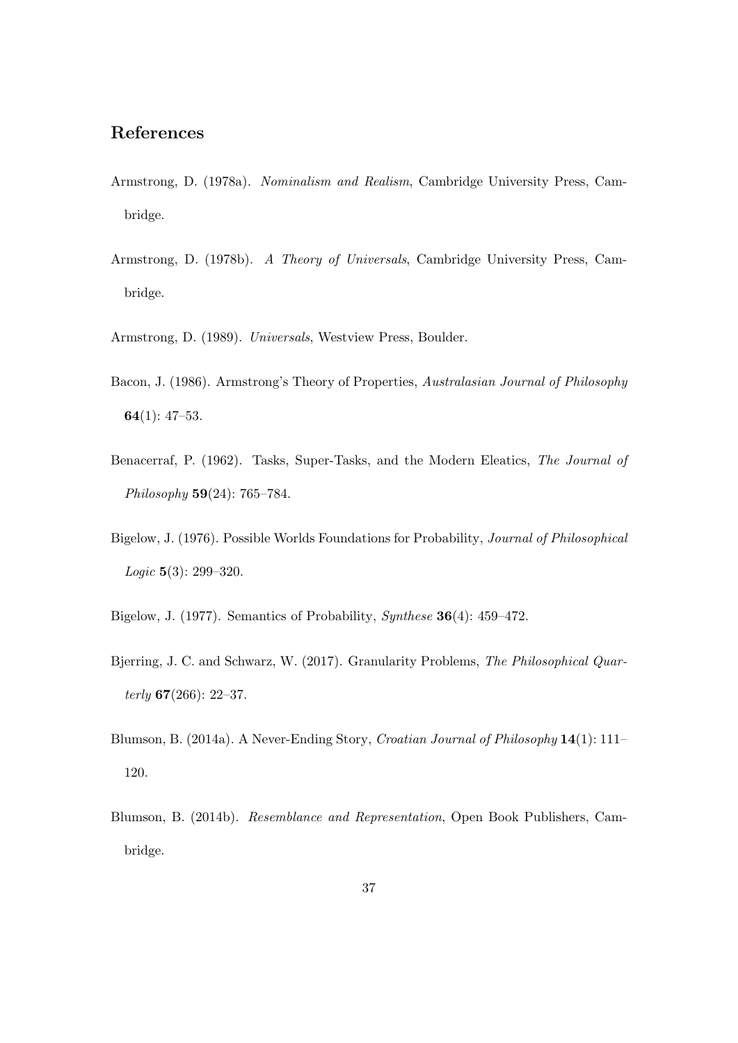## References

Armstrong, D. (1978a). *Nominalism and Realism*, Cambridge University Press, Cambridge.

Armstrong, D. (1978b). *A Theory of Universals*, Cambridge University Press, Cambridge.

Armstrong, D. (1989). *Universals*, Westview Press, Boulder.

Bacon, J. (1986). Armstrong's Theory of Properties, *Australasian Journal of Philosophy* **64**(1): 47–53.

Benacerraf, P. (1962). Tasks, Super-Tasks, and the Modern Eleatics, *The Journal of Philosophy* **59**(24): 765–784.

Bigelow, J. (1976). Possible Worlds Foundations for Probability, *Journal of Philosophical Logic* **5**(3): 299–320.

Bigelow, J. (1977). Semantics of Probability, *Synthese* **36**(4): 459–472.

Bjerring, J. C. and Schwarz, W. (2017). Granularity Problems, *The Philosophical Quarterly* **67**(266): 22–37.

Blumson, B. (2014a). A Never-Ending Story, *Croatian Journal of Philosophy* **14**(1): 111–120.

Blumson, B. (2014b). *Resemblance and Representation*, Open Book Publishers, Cambridge.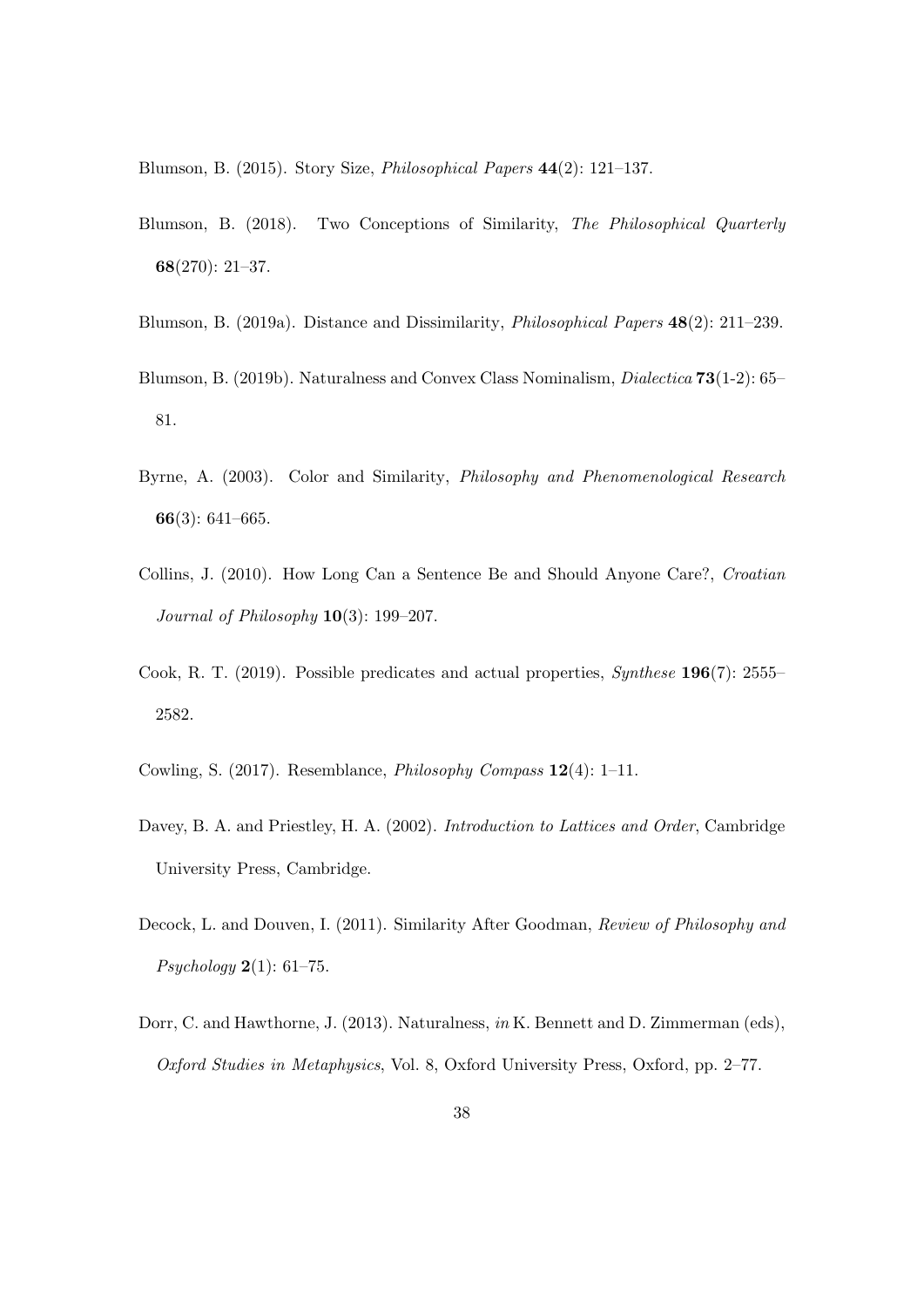Blumson, B. (2015). Story Size, *Philosophical Papers* **44**(2): 121–137.

Blumson, B. (2018). Two Conceptions of Similarity, *The Philosophical Quarterly* **68**(270): 21–37.

Blumson, B. (2019a). Distance and Dissimilarity, *Philosophical Papers* **48**(2): 211–239.

Blumson, B. (2019b). Naturalness and Convex Class Nominalism, *Dialectica* **73**(1-2): 65–81.

Byrne, A. (2003). Color and Similarity, *Philosophy and Phenomenological Research* **66**(3): 641–665.

Collins, J. (2010). How Long Can a Sentence Be and Should Anyone Care?, *Croatian Journal of Philosophy* **10**(3): 199–207.

Cook, R. T. (2019). Possible predicates and actual properties, *Synthese* **196**(7): 2555–2582.

Cowling, S. (2017). Resemblance, *Philosophy Compass* **12**(4): 1–11.

Davey, B. A. and Priestley, H. A. (2002). *Introduction to Lattices and Order*, Cambridge University Press, Cambridge.

Decock, L. and Douven, I. (2011). Similarity After Goodman, *Review of Philosophy and Psychology* **2**(1): 61–75.

Dorr, C. and Hawthorne, J. (2013). Naturalness, *in* K. Bennett and D. Zimmerman (eds), *Oxford Studies in Metaphysics*, Vol. 8, Oxford University Press, Oxford, pp. 2–77.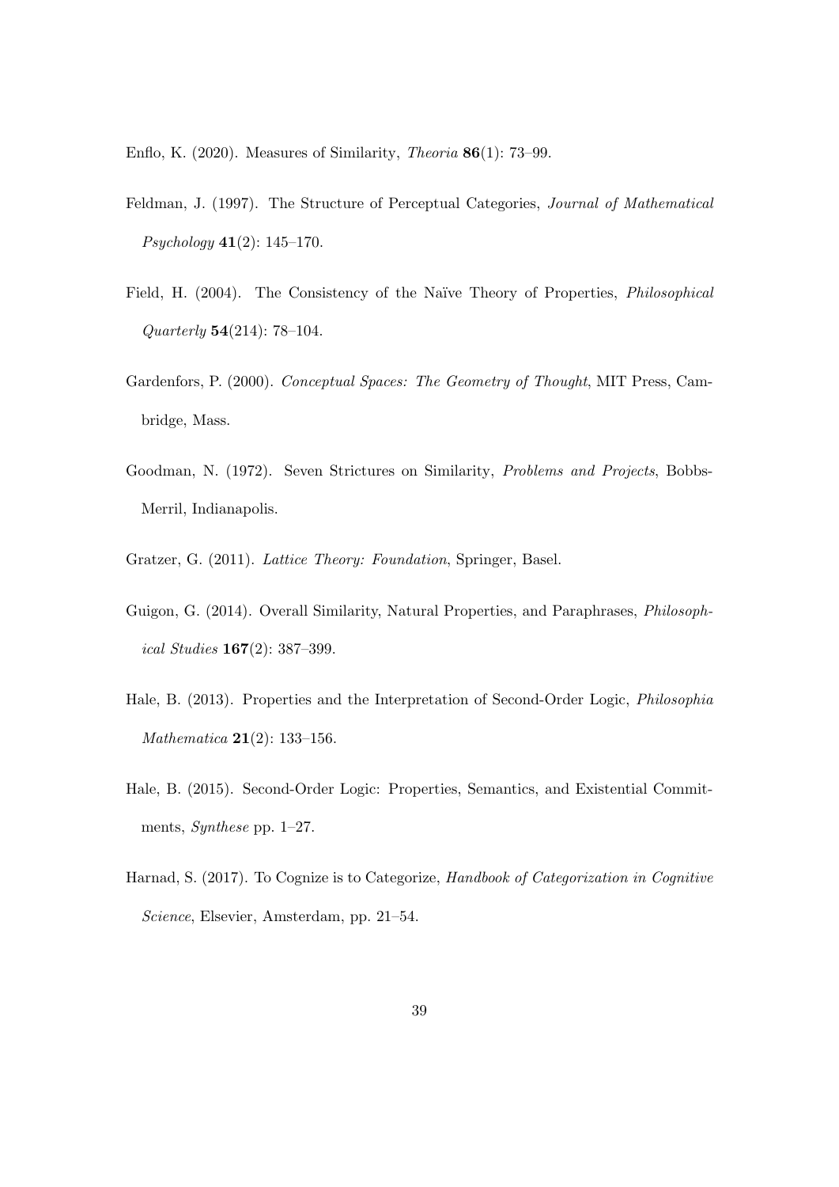Enflo, K. (2020). Measures of Similarity, *Theoria* **86**(1): 73–99.

Feldman, J. (1997). The Structure of Perceptual Categories, *Journal of Mathematical Psychology* **41**(2): 145–170.

Field, H. (2004). The Consistency of the Naïve Theory of Properties, *Philosophical Quarterly* **54**(214): 78–104.

Gardenfors, P. (2000). *Conceptual Spaces: The Geometry of Thought*, MIT Press, Cambridge, Mass.

Goodman, N. (1972). Seven Strictures on Similarity, *Problems and Projects*, Bobbs-Merril, Indianapolis.

Gratzer, G. (2011). *Lattice Theory: Foundation*, Springer, Basel.

Guigon, G. (2014). Overall Similarity, Natural Properties, and Paraphrases, *Philosophical Studies* **167**(2): 387–399.

Hale, B. (2013). Properties and the Interpretation of Second-Order Logic, *Philosophia Mathematica* **21**(2): 133–156.

Hale, B. (2015). Second-Order Logic: Properties, Semantics, and Existential Commitments, *Synthese* pp. 1–27.

Harnad, S. (2017). To Cognize is to Categorize, *Handbook of Categorization in Cognitive Science*, Elsevier, Amsterdam, pp. 21–54.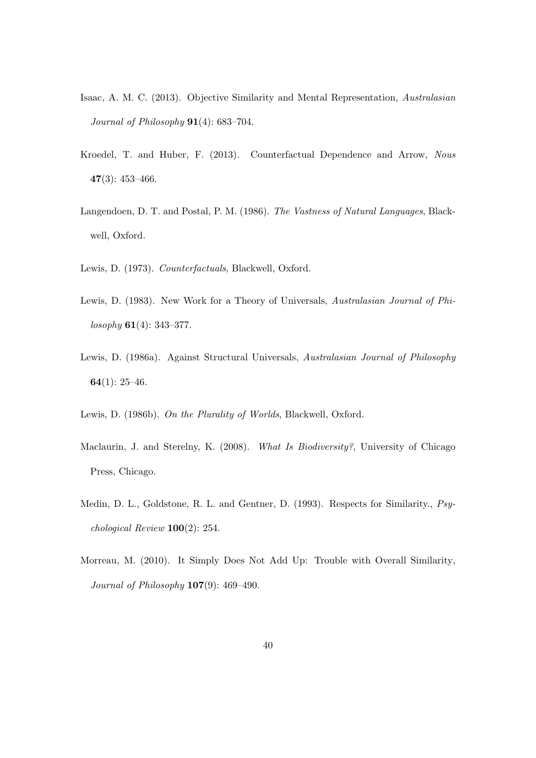Isaac, A. M. C. (2013). Objective Similarity and Mental Representation, *Australasian Journal of Philosophy* **91**(4): 683–704.

Kroedel, T. and Huber, F. (2013). Counterfactual Dependence and Arrow, *Nous* **47**(3): 453–466.

Langendoen, D. T. and Postal, P. M. (1986). *The Vastness of Natural Languages*, Blackwell, Oxford.

Lewis, D. (1973). *Counterfactuals*, Blackwell, Oxford.

Lewis, D. (1983). New Work for a Theory of Universals, *Australasian Journal of Philosophy* **61**(4): 343–377.

Lewis, D. (1986a). Against Structural Universals, *Australasian Journal of Philosophy* **64**(1): 25–46.

Lewis, D. (1986b). *On the Plurality of Worlds*, Blackwell, Oxford.

Maclaurin, J. and Sterelny, K. (2008). *What Is Biodiversity?*, University of Chicago Press, Chicago.

Medin, D. L., Goldstone, R. L. and Gentner, D. (1993). Respects for Similarity., *Psychological Review* **100**(2): 254.

Morreau, M. (2010). It Simply Does Not Add Up: Trouble with Overall Similarity, *Journal of Philosophy* **107**(9): 469–490.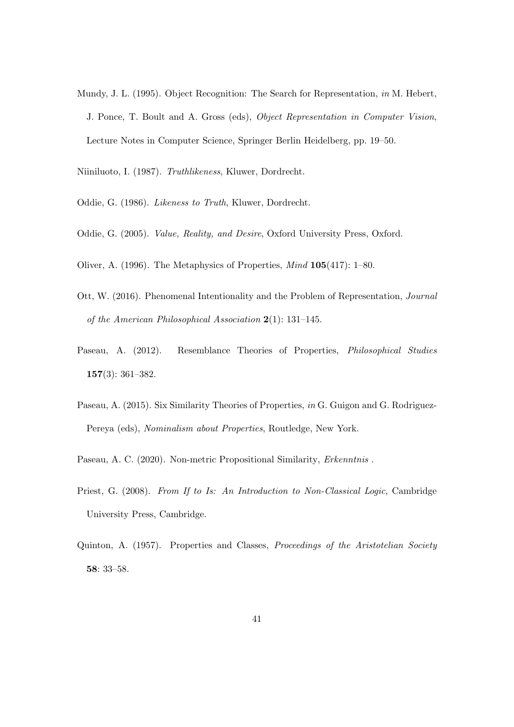Mundy, J. L. (1995). Object Recognition: The Search for Representation, *in* M. Hebert, J. Ponce, T. Boult and A. Gross (eds), *Object Representation in Computer Vision*, Lecture Notes in Computer Science, Springer Berlin Heidelberg, pp. 19–50.

Niiniluoto, I. (1987). *Truthlikeness*, Kluwer, Dordrecht.

Oddie, G. (1986). *Likeness to Truth*, Kluwer, Dordrecht.

Oddie, G. (2005). *Value, Reality, and Desire*, Oxford University Press, Oxford.

Oliver, A. (1996). The Metaphysics of Properties, *Mind* **105**(417): 1–80.

Ott, W. (2016). Phenomenal Intentionality and the Problem of Representation, *Journal of the American Philosophical Association* **2**(1): 131–145.

Paseau, A. (2012). Resemblance Theories of Properties, *Philosophical Studies* **157**(3): 361–382.

Paseau, A. (2015). Six Similarity Theories of Properties, *in* G. Guigon and G. Rodriguez-Pereya (eds), *Nominalism about Properties*, Routledge, New York.

Paseau, A. C. (2020). Non-metric Propositional Similarity, *Erkenntnis* .

Priest, G. (2008). *From If to Is: An Introduction to Non-Classical Logic*, Cambridge University Press, Cambridge.

Quinton, A. (1957). Properties and Classes, *Proceedings of the Aristotelian Society* **58**: 33–58.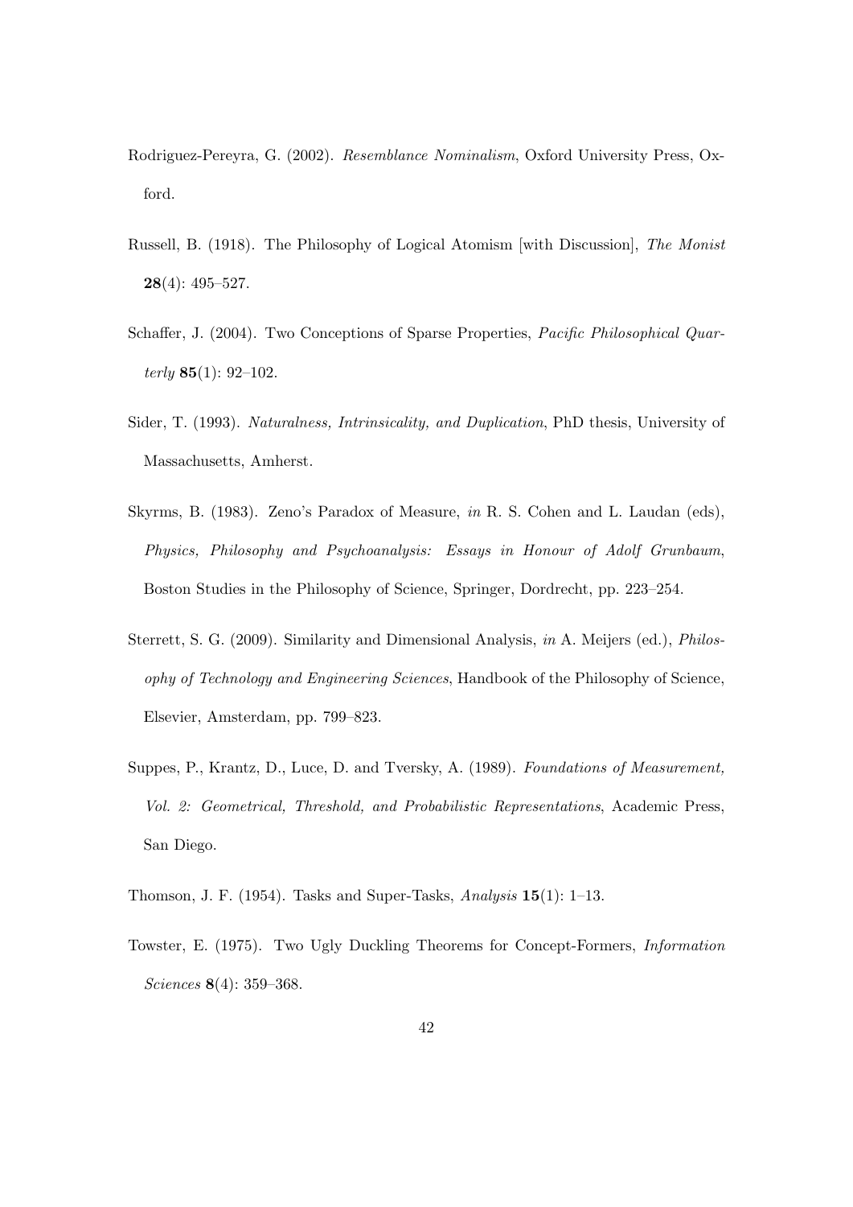Rodriguez-Pereyra, G. (2002). *Resemblance Nominalism*, Oxford University Press, Oxford.

Russell, B. (1918). The Philosophy of Logical Atomism [with Discussion], *The Monist* **28**(4): 495–527.

Schaffer, J. (2004). Two Conceptions of Sparse Properties, *Pacific Philosophical Quarterly* **85**(1): 92–102.

Sider, T. (1993). *Naturalness, Intrinsicality, and Duplication*, PhD thesis, University of Massachusetts, Amherst.

Skyrms, B. (1983). Zeno's Paradox of Measure, *in* R. S. Cohen and L. Laudan (eds), *Physics, Philosophy and Psychoanalysis: Essays in Honour of Adolf Grunbaum*, Boston Studies in the Philosophy of Science, Springer, Dordrecht, pp. 223–254.

Sterrett, S. G. (2009). Similarity and Dimensional Analysis, *in* A. Meijers (ed.), *Philosophy of Technology and Engineering Sciences*, Handbook of the Philosophy of Science, Elsevier, Amsterdam, pp. 799–823.

Suppes, P., Krantz, D., Luce, D. and Tversky, A. (1989). *Foundations of Measurement, Vol. 2: Geometrical, Threshold, and Probabilistic Representations*, Academic Press, San Diego.

Thomson, J. F. (1954). Tasks and Super-Tasks, *Analysis* **15**(1): 1–13.

Towster, E. (1975). Two Ugly Duckling Theorems for Concept-Formers, *Information Sciences* **8**(4): 359–368.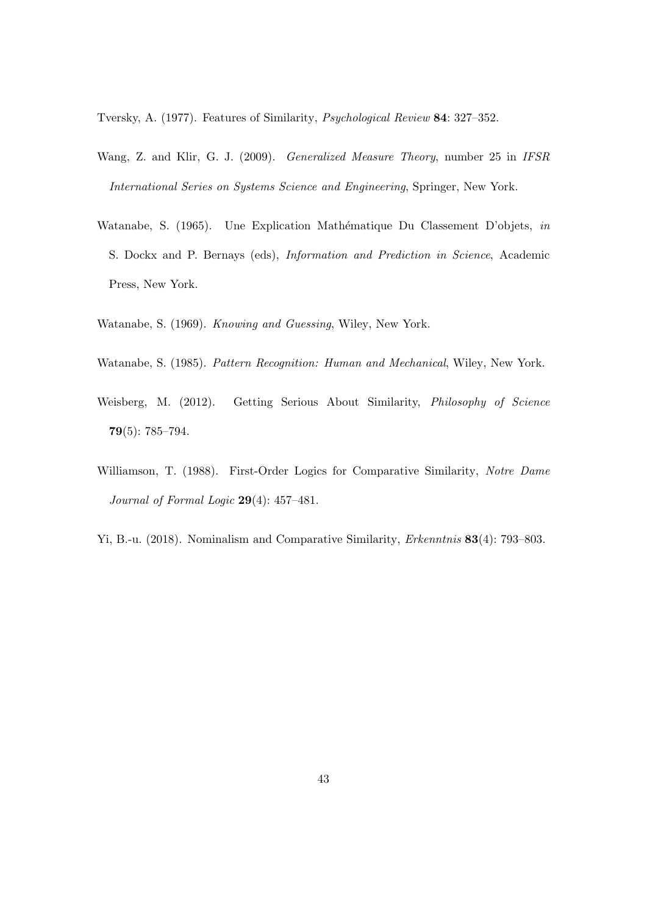Tversky, A. (1977). Features of Similarity, *Psychological Review* **84**: 327–352.

Wang, Z. and Klir, G. J. (2009). *Generalized Measure Theory*, number 25 in *IFSR International Series on Systems Science and Engineering*, Springer, New York.

Watanabe, S. (1965). Une Explication Mathématique Du Classement D'objets, *in* S. Dockx and P. Bernays (eds), *Information and Prediction in Science*, Academic Press, New York.

Watanabe, S. (1969). *Knowing and Guessing*, Wiley, New York.

Watanabe, S. (1985). *Pattern Recognition: Human and Mechanical*, Wiley, New York.

Weisberg, M. (2012). Getting Serious About Similarity, *Philosophy of Science* **79**(5): 785–794.

Williamson, T. (1988). First-Order Logics for Comparative Similarity, *Notre Dame Journal of Formal Logic* **29**(4): 457–481.

Yi, B.-u. (2018). Nominalism and Comparative Similarity, *Erkenntnis* **83**(4): 793–803.